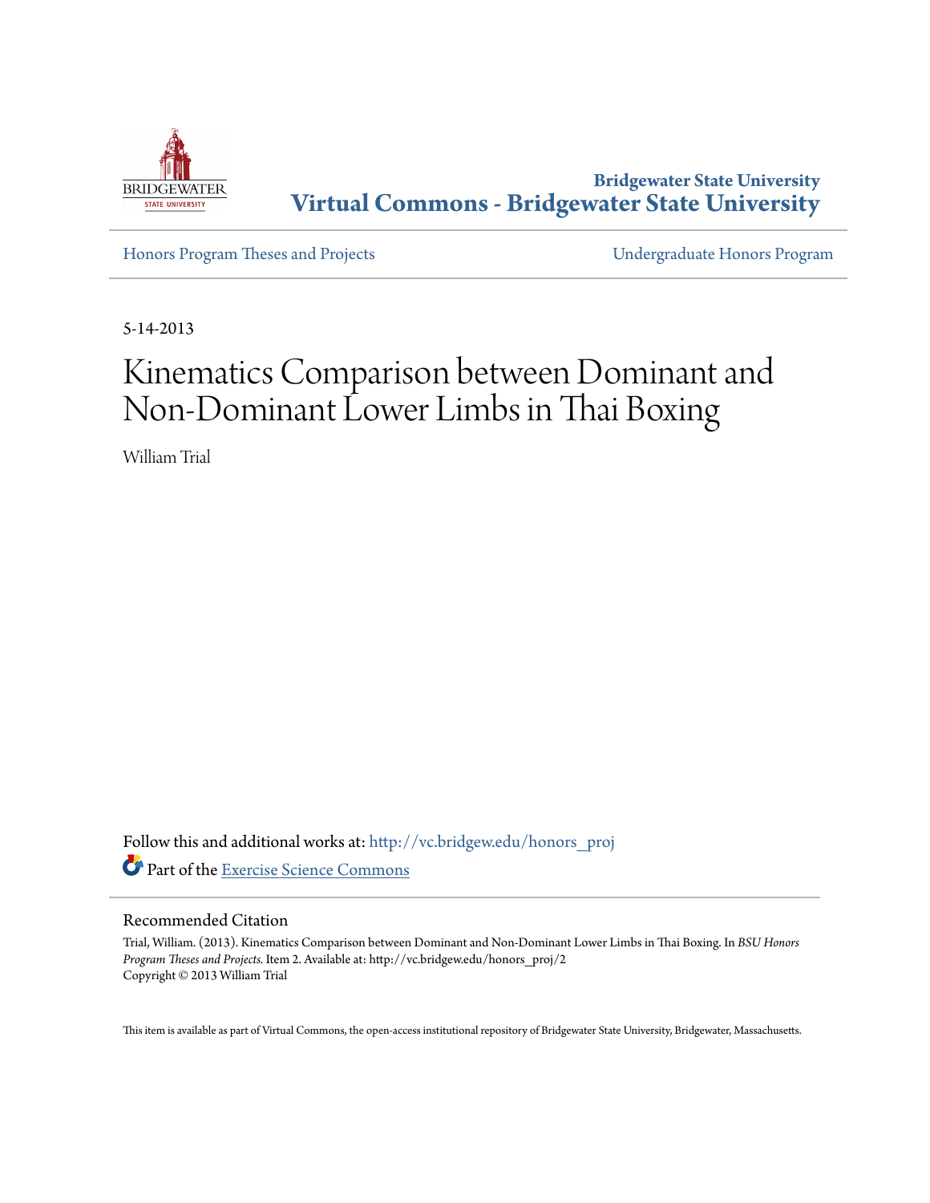Bridgewater State University

**Virtual Commons - Bridgewater State University**

Honors Program Theses and Projects | Undergraduate Honors Program

5-14-2013

# Kinematics Comparison between Dominant and Non-Dominant Lower Limbs in Thai Boxing

William Trial

Follow this and additional works at: http://vc.bridgew.edu/honors_proj

Part of the Exercise Science Commons

## Recommended Citation

Trial, William. (2013). Kinematics Comparison between Dominant and Non-Dominant Lower Limbs in Thai Boxing. In *BSU Honors Program Theses and Projects.* Item 2. Available at: http://vc.bridgew.edu/honors_proj/2
Copyright © 2013 William Trial

This item is available as part of Virtual Commons, the open-access institutional repository of Bridgewater State University, Bridgewater, Massachusetts.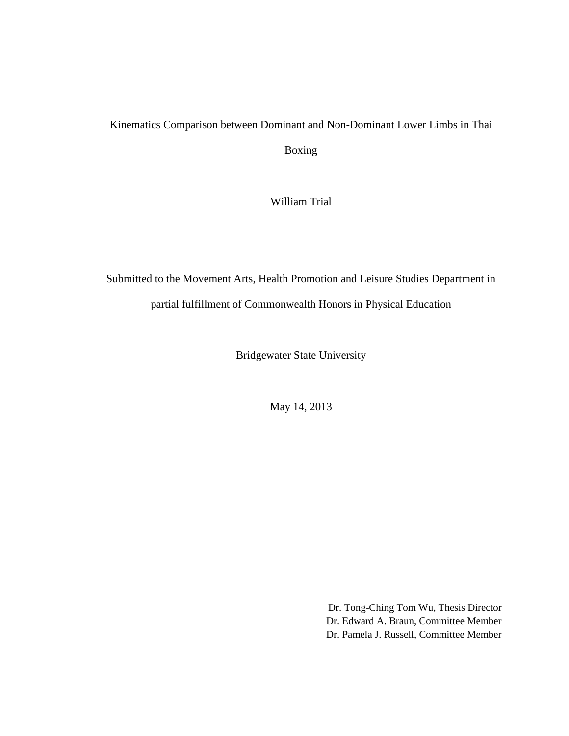# Kinematics Comparison between Dominant and Non-Dominant Lower Limbs in Thai Boxing

William Trial

Submitted to the Movement Arts, Health Promotion and Leisure Studies Department in partial fulfillment of Commonwealth Honors in Physical Education

Bridgewater State University

May 14, 2013

Dr. Tong-Ching Tom Wu, Thesis Director
Dr. Edward A. Braun, Committee Member
Dr. Pamela J. Russell, Committee Member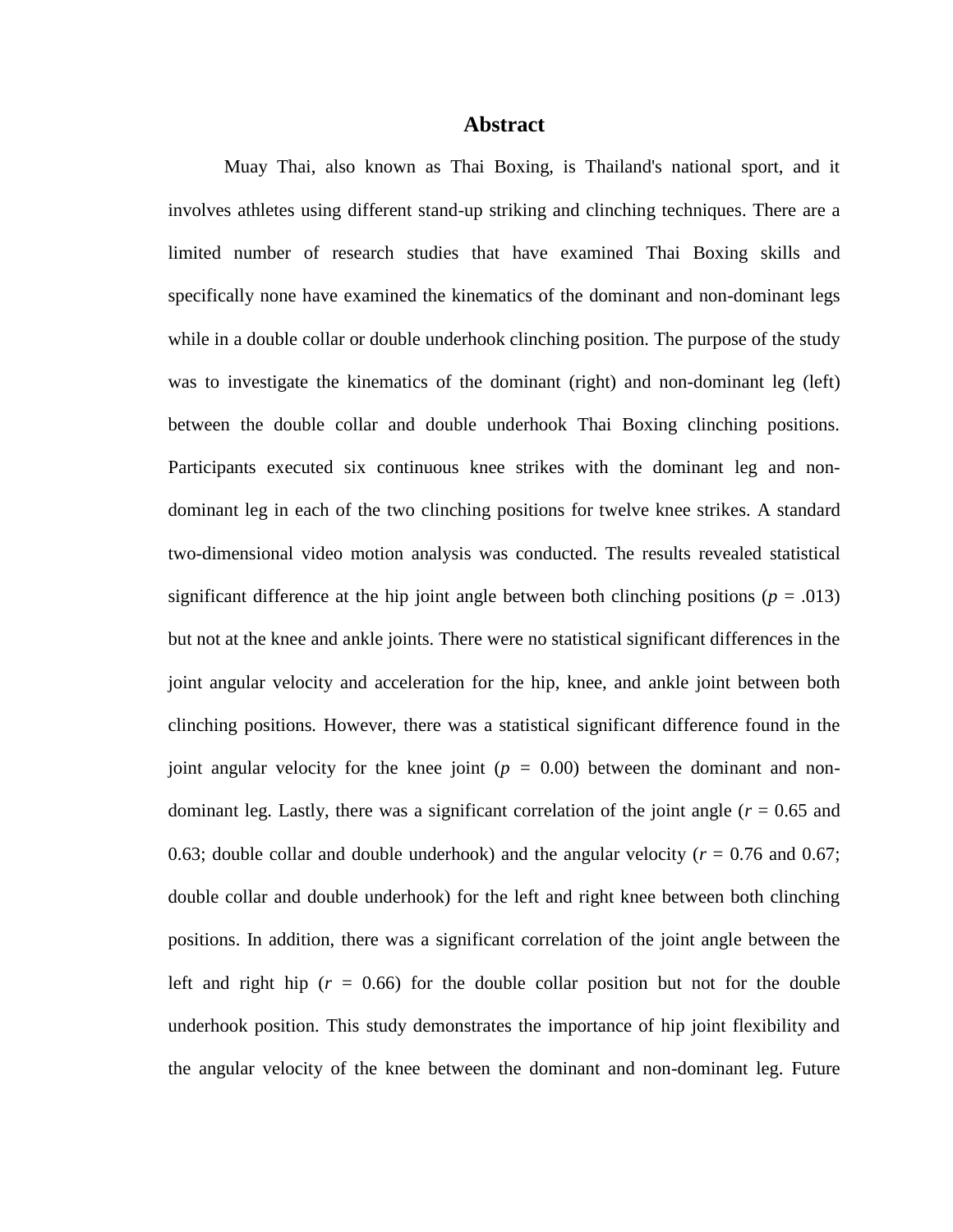# Abstract

Muay Thai, also known as Thai Boxing, is Thailand's national sport, and it involves athletes using different stand-up striking and clinching techniques. There are a limited number of research studies that have examined Thai Boxing skills and specifically none have examined the kinematics of the dominant and non-dominant legs while in a double collar or double underhook clinching position. The purpose of the study was to investigate the kinematics of the dominant (right) and non-dominant leg (left) between the double collar and double underhook Thai Boxing clinching positions. Participants executed six continuous knee strikes with the dominant leg and non-dominant leg in each of the two clinching positions for twelve knee strikes. A standard two-dimensional video motion analysis was conducted. The results revealed statistical significant difference at the hip joint angle between both clinching positions ($p$ = .013) but not at the knee and ankle joints. There were no statistical significant differences in the joint angular velocity and acceleration for the hip, knee, and ankle joint between both clinching positions. However, there was a statistical significant difference found in the joint angular velocity for the knee joint ($p$ = 0.00) between the dominant and non-dominant leg. Lastly, there was a significant correlation of the joint angle ($r$ = 0.65 and 0.63; double collar and double underhook) and the angular velocity ($r$ = 0.76 and 0.67; double collar and double underhook) for the left and right knee between both clinching positions. In addition, there was a significant correlation of the joint angle between the left and right hip ($r$ = 0.66) for the double collar position but not for the double underhook position. This study demonstrates the importance of hip joint flexibility and the angular velocity of the knee between the dominant and non-dominant leg. Future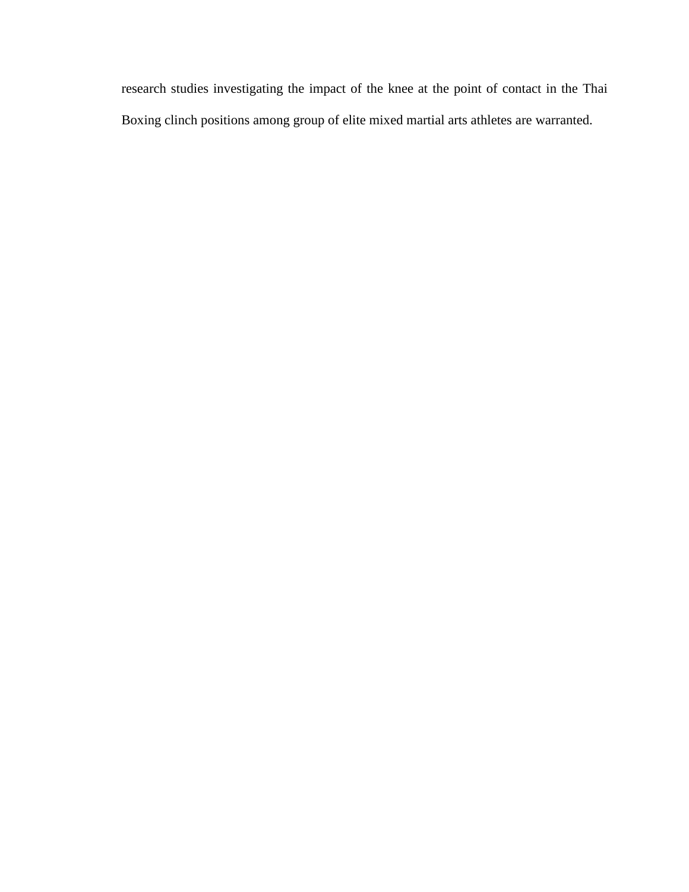research studies investigating the impact of the knee at the point of contact in the Thai Boxing clinch positions among group of elite mixed martial arts athletes are warranted.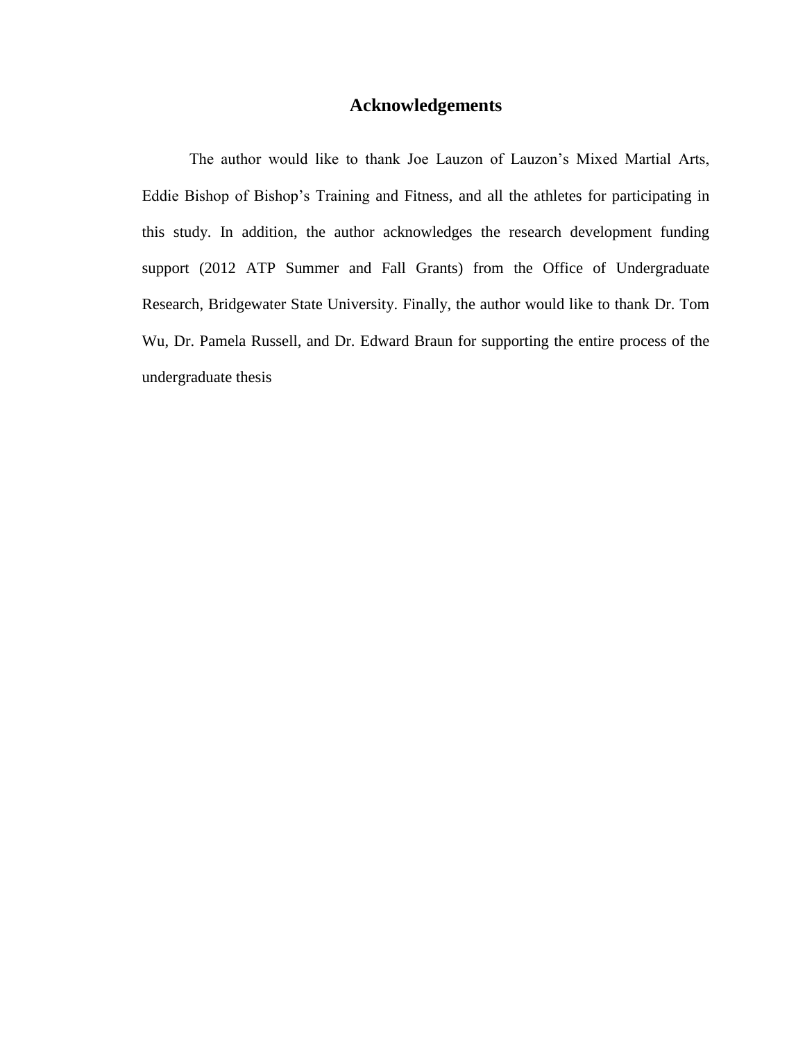# Acknowledgements

The author would like to thank Joe Lauzon of Lauzon's Mixed Martial Arts, Eddie Bishop of Bishop's Training and Fitness, and all the athletes for participating in this study. In addition, the author acknowledges the research development funding support (2012 ATP Summer and Fall Grants) from the Office of Undergraduate Research, Bridgewater State University. Finally, the author would like to thank Dr. Tom Wu, Dr. Pamela Russell, and Dr. Edward Braun for supporting the entire process of the undergraduate thesis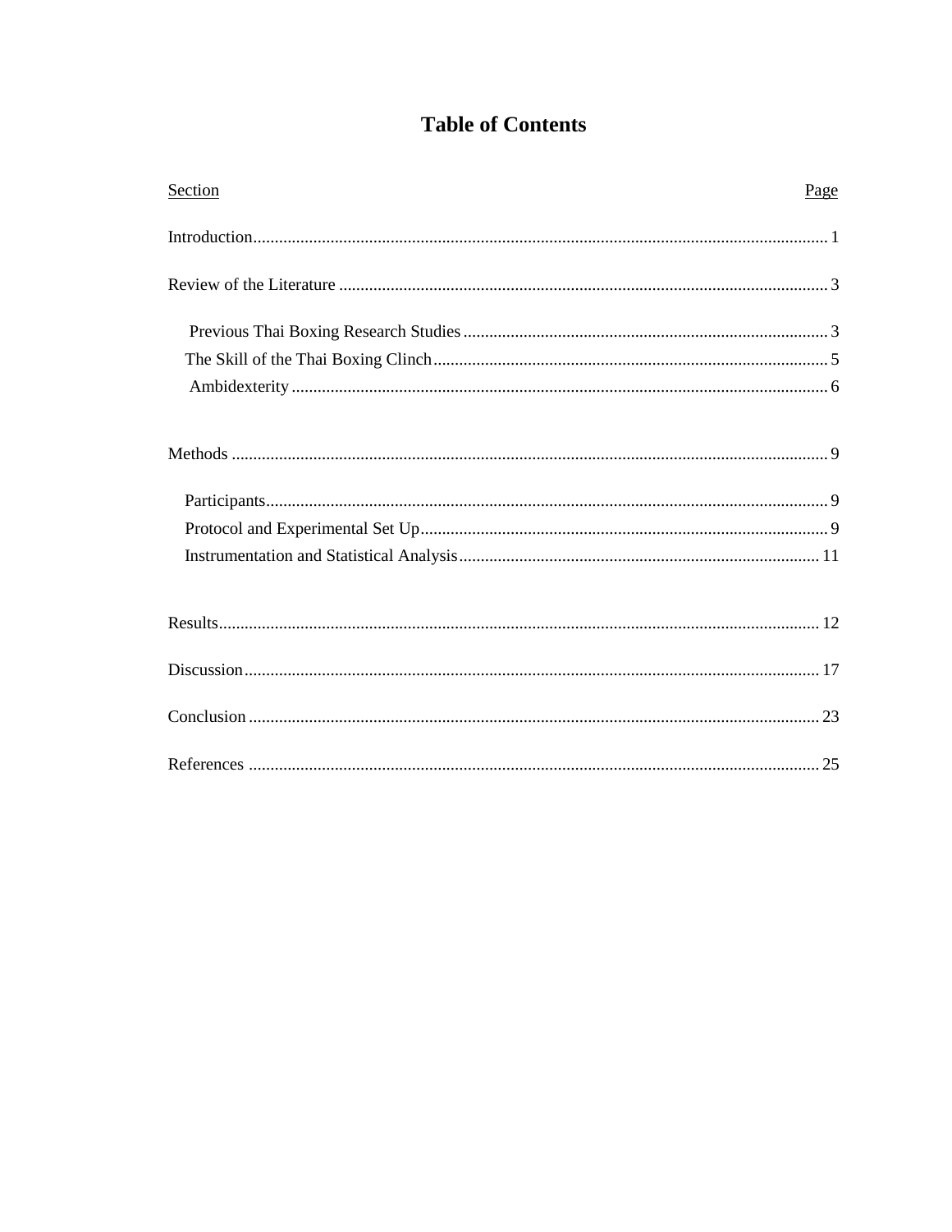# Table of Contents

| Section | Page |
| --- | --- |
| Introduction | 1 |
| Review of the Literature | 3 |
| Previous Thai Boxing Research Studies | 3 |
| The Skill of the Thai Boxing Clinch | 5 |
| Ambidexterity | 6 |
| Methods | 9 |
| Participants | 9 |
| Protocol and Experimental Set Up | 9 |
| Instrumentation and Statistical Analysis | 11 |
| Results | 12 |
| Discussion | 17 |
| Conclusion | 23 |
| References | 25 |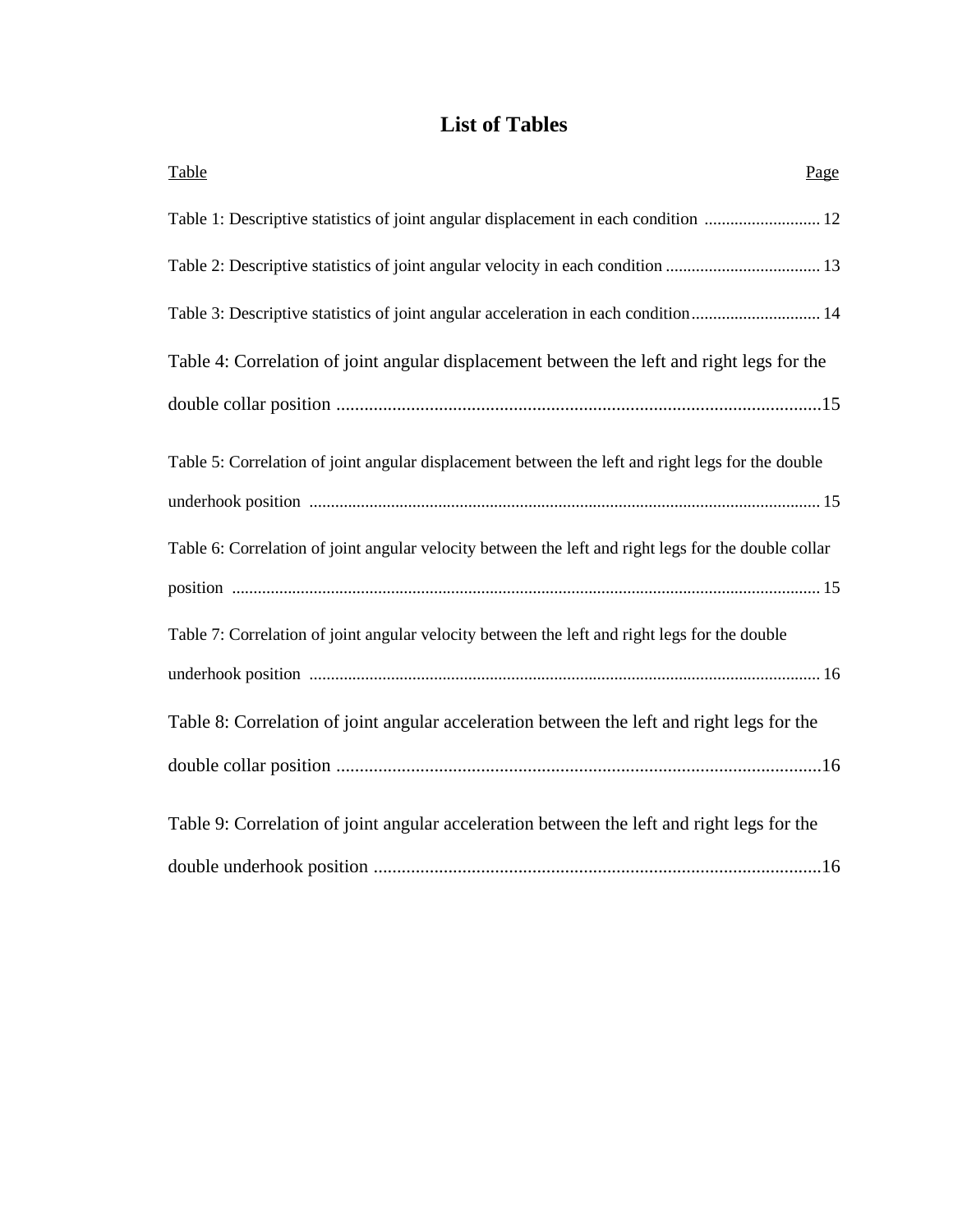# List of Tables

Table | Page

Table 1: Descriptive statistics of joint angular displacement in each condition ........................... 12

Table 2: Descriptive statistics of joint angular velocity in each condition .................................... 13

Table 3: Descriptive statistics of joint angular acceleration in each condition.............................. 14

Table 4: Correlation of joint angular displacement between the left and right legs for the double collar position .........................................................................................................15

Table 5: Correlation of joint angular displacement between the left and right legs for the double underhook position ...................................................................................................................... 15

Table 6: Correlation of joint angular velocity between the left and right legs for the double collar position ....................................................................................................................................... 15

Table 7: Correlation of joint angular velocity between the left and right legs for the double underhook position ...................................................................................................................... 16

Table 8: Correlation of joint angular acceleration between the left and right legs for the double collar position .........................................................................................................16

Table 9: Correlation of joint angular acceleration between the left and right legs for the double underhook position .................................................................................................16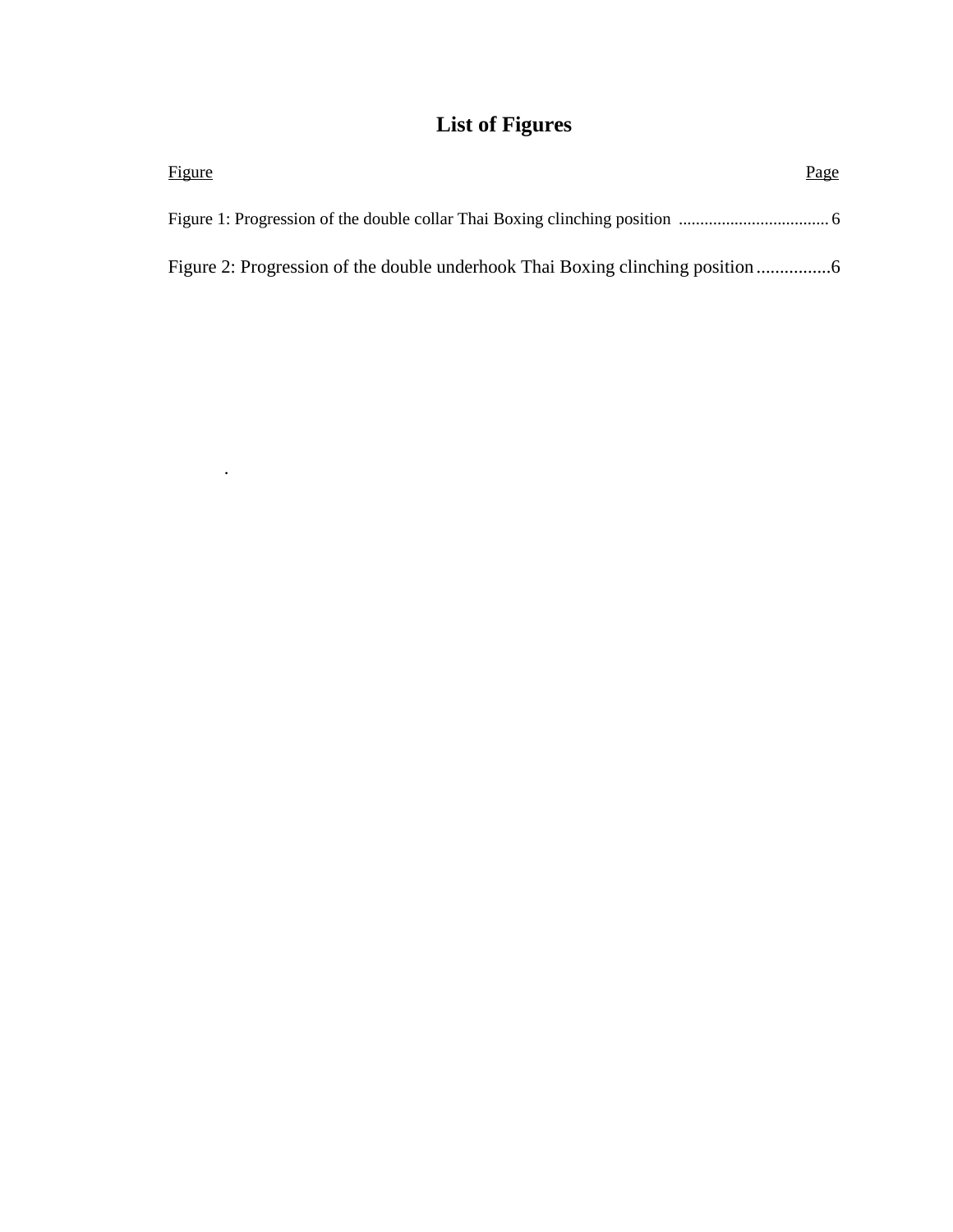# List of Figures

Figure | Page
---|---
Figure 1: Progression of the double collar Thai Boxing clinching position | 6
Figure 2: Progression of the double underhook Thai Boxing clinching position | 6

.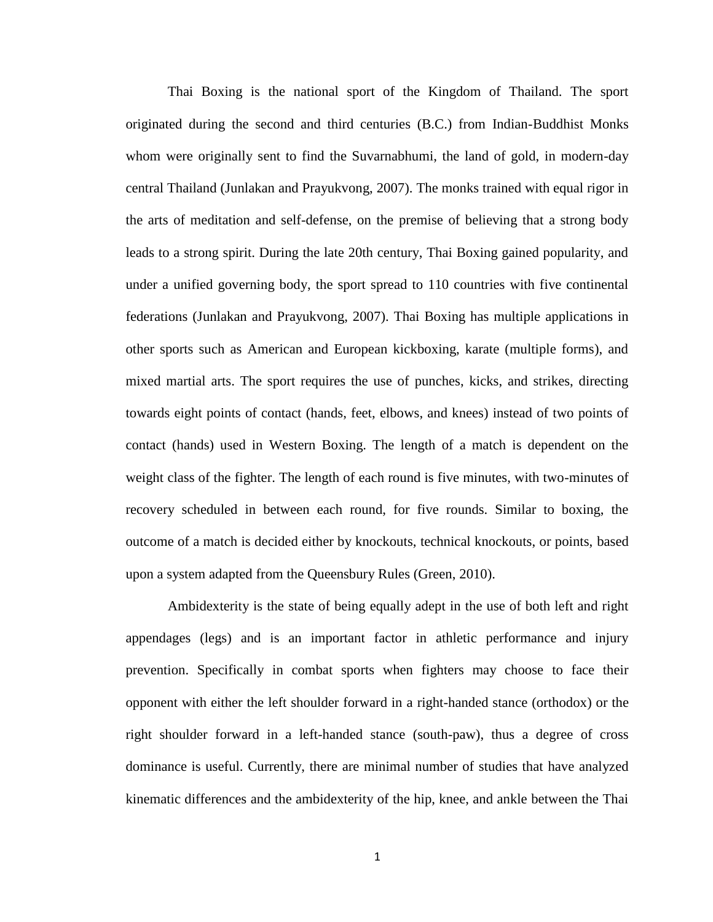Thai Boxing is the national sport of the Kingdom of Thailand. The sport originated during the second and third centuries (B.C.) from Indian-Buddhist Monks whom were originally sent to find the Suvarnabhumi, the land of gold, in modern-day central Thailand (Junlakan and Prayukvong, 2007). The monks trained with equal rigor in the arts of meditation and self-defense, on the premise of believing that a strong body leads to a strong spirit. During the late 20th century, Thai Boxing gained popularity, and under a unified governing body, the sport spread to 110 countries with five continental federations (Junlakan and Prayukvong, 2007). Thai Boxing has multiple applications in other sports such as American and European kickboxing, karate (multiple forms), and mixed martial arts. The sport requires the use of punches, kicks, and strikes, directing towards eight points of contact (hands, feet, elbows, and knees) instead of two points of contact (hands) used in Western Boxing. The length of a match is dependent on the weight class of the fighter. The length of each round is five minutes, with two-minutes of recovery scheduled in between each round, for five rounds. Similar to boxing, the outcome of a match is decided either by knockouts, technical knockouts, or points, based upon a system adapted from the Queensbury Rules (Green, 2010).

Ambidexterity is the state of being equally adept in the use of both left and right appendages (legs) and is an important factor in athletic performance and injury prevention. Specifically in combat sports when fighters may choose to face their opponent with either the left shoulder forward in a right-handed stance (orthodox) or the right shoulder forward in a left-handed stance (south-paw), thus a degree of cross dominance is useful. Currently, there are minimal number of studies that have analyzed kinematic differences and the ambidexterity of the hip, knee, and ankle between the Thai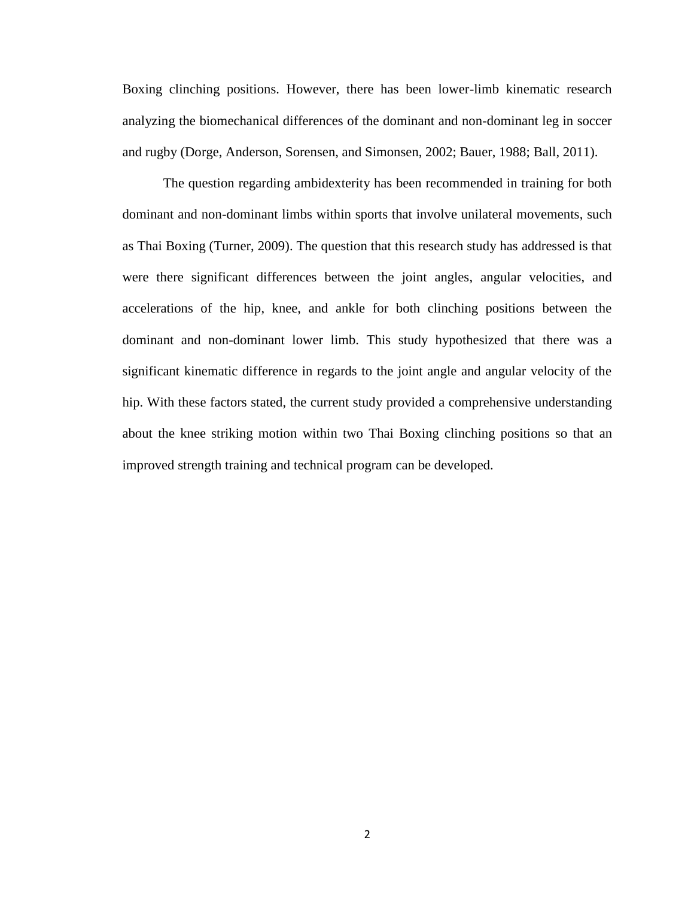Boxing clinching positions. However, there has been lower-limb kinematic research analyzing the biomechanical differences of the dominant and non-dominant leg in soccer and rugby (Dorge, Anderson, Sorensen, and Simonsen, 2002; Bauer, 1988; Ball, 2011).

The question regarding ambidexterity has been recommended in training for both dominant and non-dominant limbs within sports that involve unilateral movements, such as Thai Boxing (Turner, 2009). The question that this research study has addressed is that were there significant differences between the joint angles, angular velocities, and accelerations of the hip, knee, and ankle for both clinching positions between the dominant and non-dominant lower limb. This study hypothesized that there was a significant kinematic difference in regards to the joint angle and angular velocity of the hip. With these factors stated, the current study provided a comprehensive understanding about the knee striking motion within two Thai Boxing clinching positions so that an improved strength training and technical program can be developed.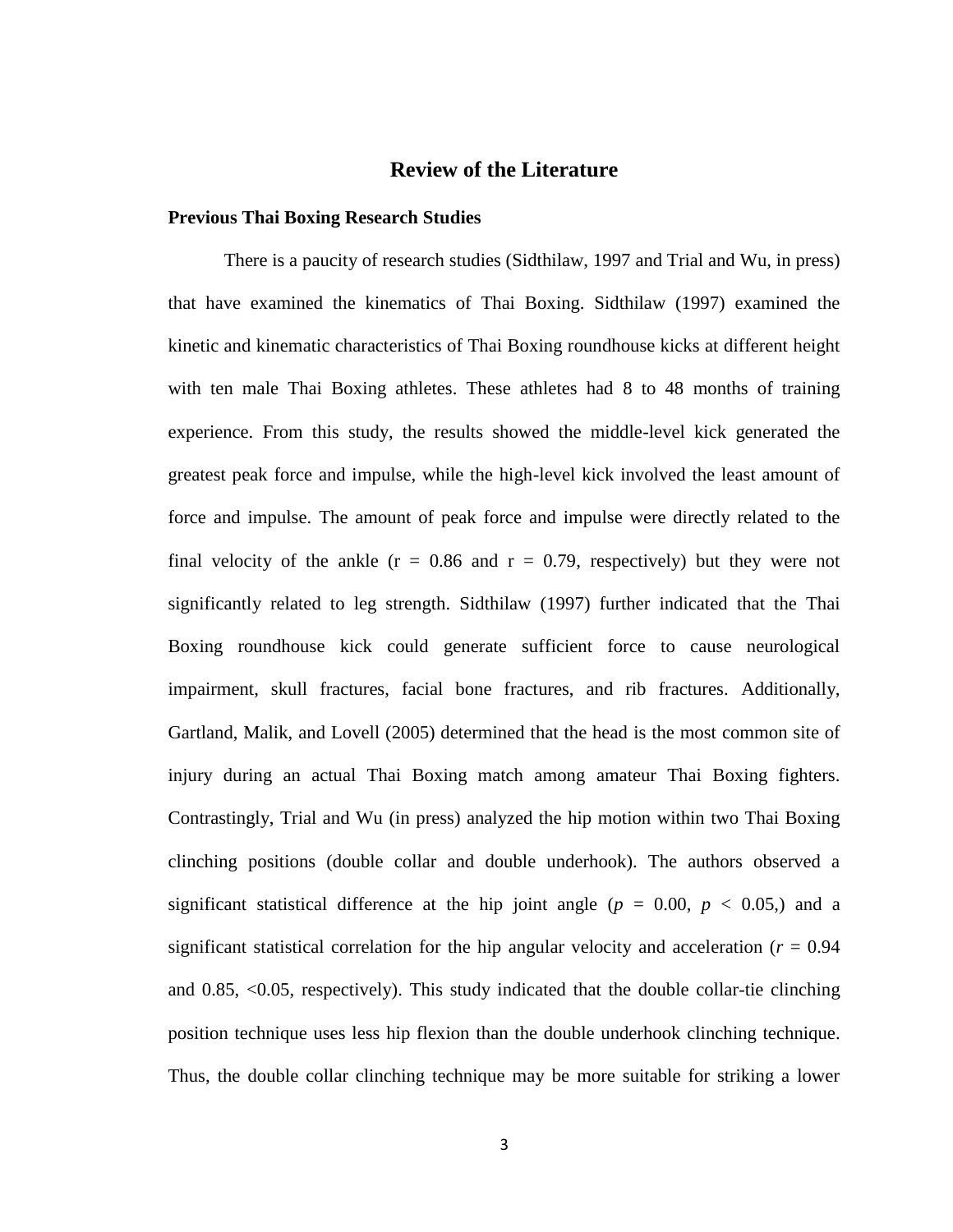# Review of the Literature

## Previous Thai Boxing Research Studies

There is a paucity of research studies (Sidthilaw, 1997 and Trial and Wu, in press) that have examined the kinematics of Thai Boxing. Sidthilaw (1997) examined the kinetic and kinematic characteristics of Thai Boxing roundhouse kicks at different height with ten male Thai Boxing athletes. These athletes had 8 to 48 months of training experience. From this study, the results showed the middle-level kick generated the greatest peak force and impulse, while the high-level kick involved the least amount of force and impulse. The amount of peak force and impulse were directly related to the final velocity of the ankle ($r = 0.86$ and $r = 0.79$, respectively) but they were not significantly related to leg strength. Sidthilaw (1997) further indicated that the Thai Boxing roundhouse kick could generate sufficient force to cause neurological impairment, skull fractures, facial bone fractures, and rib fractures. Additionally, Gartland, Malik, and Lovell (2005) determined that the head is the most common site of injury during an actual Thai Boxing match among amateur Thai Boxing fighters. Contrastingly, Trial and Wu (in press) analyzed the hip motion within two Thai Boxing clinching positions (double collar and double underhook). The authors observed a significant statistical difference at the hip joint angle ($p = 0.00$, $p < 0.05$,) and a significant statistical correlation for the hip angular velocity and acceleration ($r = 0.94$ and 0.85, $<0.05$, respectively). This study indicated that the double collar-tie clinching position technique uses less hip flexion than the double underhook clinching technique. Thus, the double collar clinching technique may be more suitable for striking a lower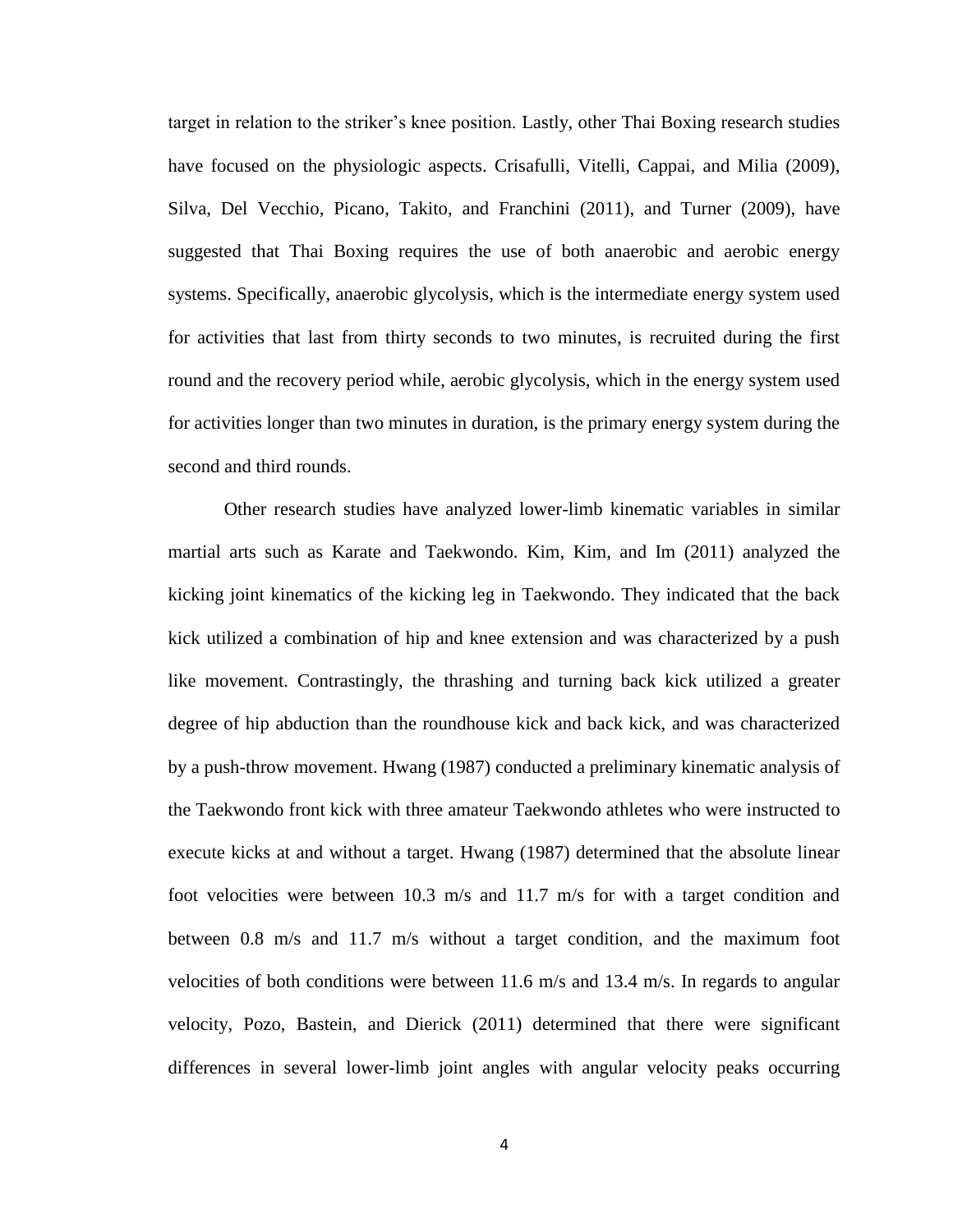target in relation to the striker's knee position. Lastly, other Thai Boxing research studies have focused on the physiologic aspects. Crisafulli, Vitelli, Cappai, and Milia (2009), Silva, Del Vecchio, Picano, Takito, and Franchini (2011), and Turner (2009), have suggested that Thai Boxing requires the use of both anaerobic and aerobic energy systems. Specifically, anaerobic glycolysis, which is the intermediate energy system used for activities that last from thirty seconds to two minutes, is recruited during the first round and the recovery period while, aerobic glycolysis, which in the energy system used for activities longer than two minutes in duration, is the primary energy system during the second and third rounds.

Other research studies have analyzed lower-limb kinematic variables in similar martial arts such as Karate and Taekwondo. Kim, Kim, and Im (2011) analyzed the kicking joint kinematics of the kicking leg in Taekwondo. They indicated that the back kick utilized a combination of hip and knee extension and was characterized by a push like movement. Contrastingly, the thrashing and turning back kick utilized a greater degree of hip abduction than the roundhouse kick and back kick, and was characterized by a push-throw movement. Hwang (1987) conducted a preliminary kinematic analysis of the Taekwondo front kick with three amateur Taekwondo athletes who were instructed to execute kicks at and without a target. Hwang (1987) determined that the absolute linear foot velocities were between 10.3 m/s and 11.7 m/s for with a target condition and between 0.8 m/s and 11.7 m/s without a target condition, and the maximum foot velocities of both conditions were between 11.6 m/s and 13.4 m/s. In regards to angular velocity, Pozo, Bastein, and Dierick (2011) determined that there were significant differences in several lower-limb joint angles with angular velocity peaks occurring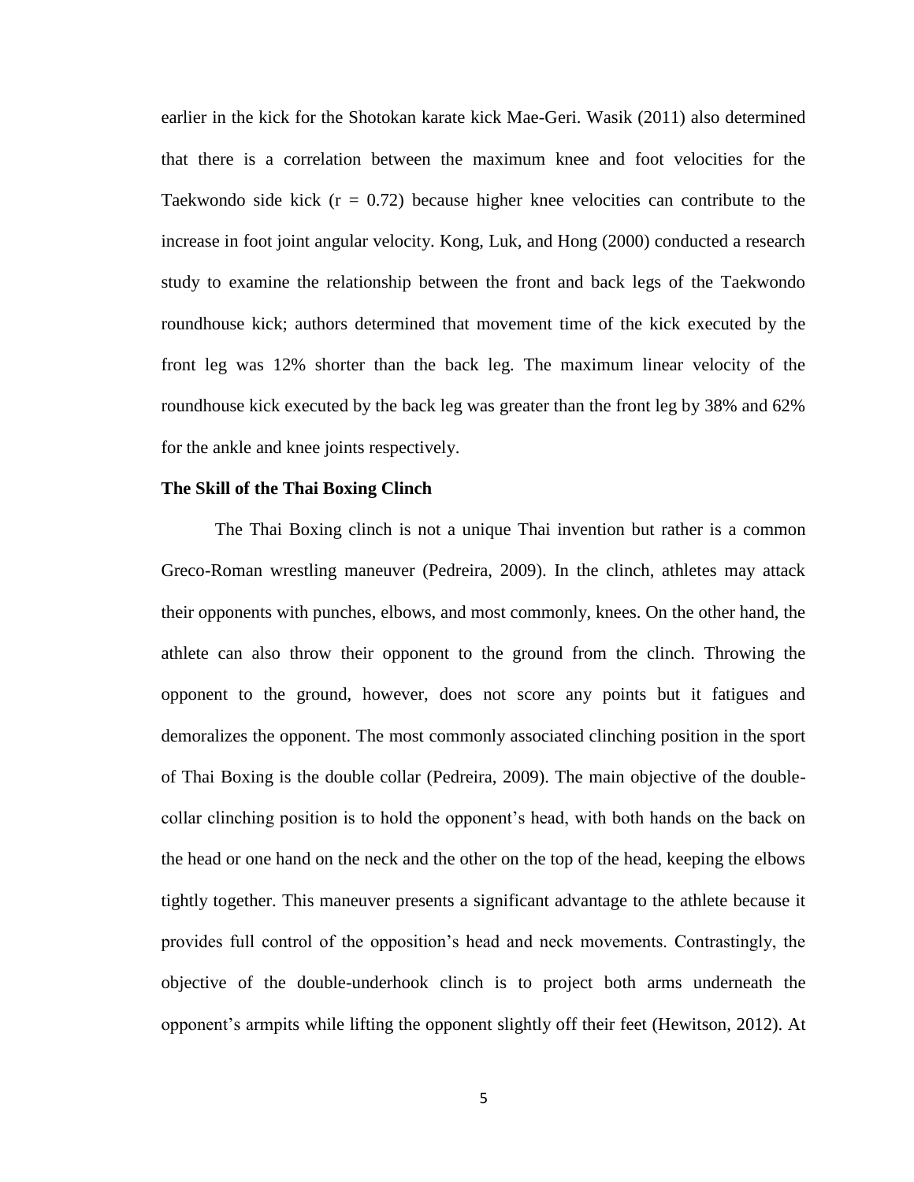earlier in the kick for the Shotokan karate kick Mae-Geri. Wasik (2011) also determined that there is a correlation between the maximum knee and foot velocities for the Taekwondo side kick ($r = 0.72$) because higher knee velocities can contribute to the increase in foot joint angular velocity. Kong, Luk, and Hong (2000) conducted a research study to examine the relationship between the front and back legs of the Taekwondo roundhouse kick; authors determined that movement time of the kick executed by the front leg was 12% shorter than the back leg. The maximum linear velocity of the roundhouse kick executed by the back leg was greater than the front leg by 38% and 62% for the ankle and knee joints respectively.

**The Skill of the Thai Boxing Clinch**

The Thai Boxing clinch is not a unique Thai invention but rather is a common Greco-Roman wrestling maneuver (Pedreira, 2009). In the clinch, athletes may attack their opponents with punches, elbows, and most commonly, knees. On the other hand, the athlete can also throw their opponent to the ground from the clinch. Throwing the opponent to the ground, however, does not score any points but it fatigues and demoralizes the opponent. The most commonly associated clinching position in the sport of Thai Boxing is the double collar (Pedreira, 2009). The main objective of the double-collar clinching position is to hold the opponent's head, with both hands on the back on the head or one hand on the neck and the other on the top of the head, keeping the elbows tightly together. This maneuver presents a significant advantage to the athlete because it provides full control of the opposition's head and neck movements. Contrastingly, the objective of the double-underhook clinch is to project both arms underneath the opponent's armpits while lifting the opponent slightly off their feet (Hewitson, 2012). At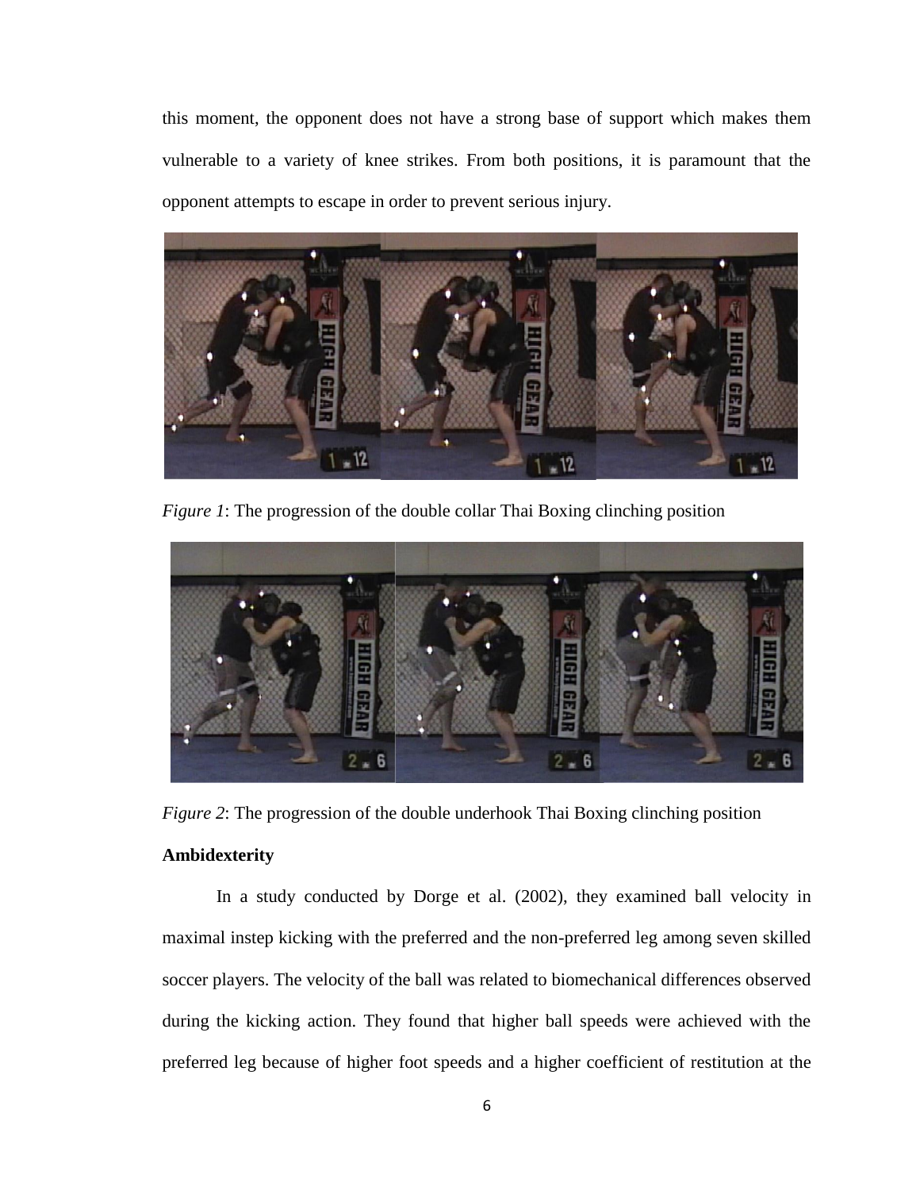this moment, the opponent does not have a strong base of support which makes them vulnerable to a variety of knee strikes. From both positions, it is paramount that the opponent attempts to escape in order to prevent serious injury.

*Figure 1*: The progression of the double collar Thai Boxing clinching position

*Figure 2*: The progression of the double underhook Thai Boxing clinching position

**Ambidexterity**

In a study conducted by Dorge et al. (2002), they examined ball velocity in maximal instep kicking with the preferred and the non-preferred leg among seven skilled soccer players. The velocity of the ball was related to biomechanical differences observed during the kicking action. They found that higher ball speeds were achieved with the preferred leg because of higher foot speeds and a higher coefficient of restitution at the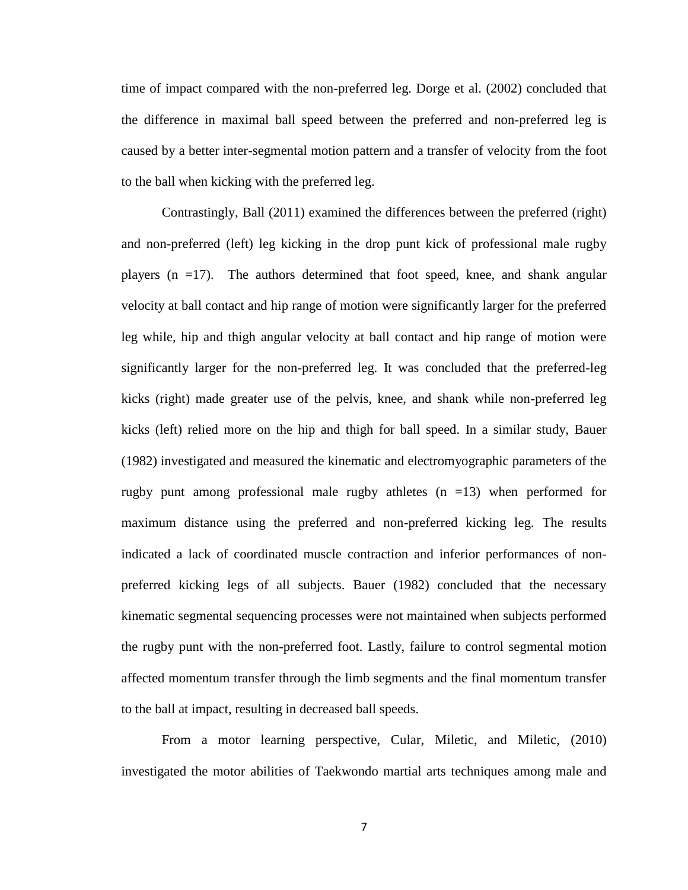time of impact compared with the non-preferred leg. Dorge et al. (2002) concluded that the difference in maximal ball speed between the preferred and non-preferred leg is caused by a better inter-segmental motion pattern and a transfer of velocity from the foot to the ball when kicking with the preferred leg.

Contrastingly, Ball (2011) examined the differences between the preferred (right) and non-preferred (left) leg kicking in the drop punt kick of professional male rugby players (n =17). The authors determined that foot speed, knee, and shank angular velocity at ball contact and hip range of motion were significantly larger for the preferred leg while, hip and thigh angular velocity at ball contact and hip range of motion were significantly larger for the non-preferred leg. It was concluded that the preferred-leg kicks (right) made greater use of the pelvis, knee, and shank while non-preferred leg kicks (left) relied more on the hip and thigh for ball speed. In a similar study, Bauer (1982) investigated and measured the kinematic and electromyographic parameters of the rugby punt among professional male rugby athletes (n =13) when performed for maximum distance using the preferred and non-preferred kicking leg. The results indicated a lack of coordinated muscle contraction and inferior performances of non-preferred kicking legs of all subjects. Bauer (1982) concluded that the necessary kinematic segmental sequencing processes were not maintained when subjects performed the rugby punt with the non-preferred foot. Lastly, failure to control segmental motion affected momentum transfer through the limb segments and the final momentum transfer to the ball at impact, resulting in decreased ball speeds.

From a motor learning perspective, Cular, Miletic, and Miletic, (2010) investigated the motor abilities of Taekwondo martial arts techniques among male and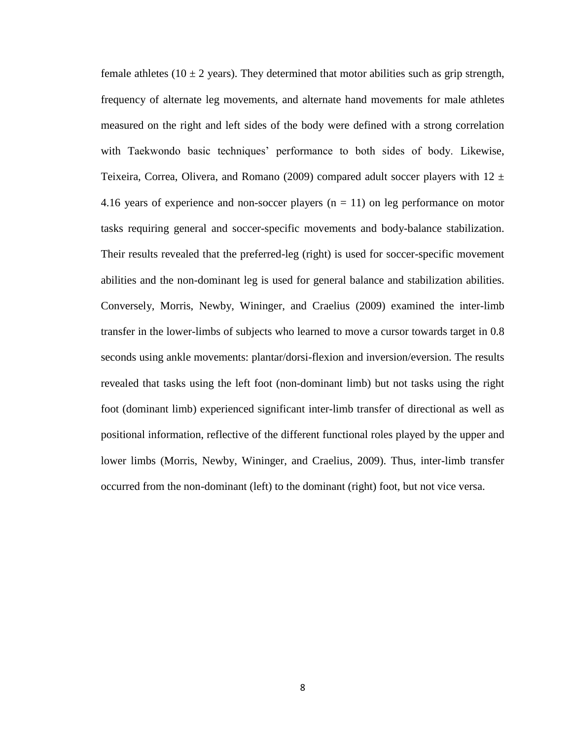female athletes ($10 \pm 2$ years). They determined that motor abilities such as grip strength, frequency of alternate leg movements, and alternate hand movements for male athletes measured on the right and left sides of the body were defined with a strong correlation with Taekwondo basic techniques' performance to both sides of body. Likewise, Teixeira, Correa, Olivera, and Romano (2009) compared adult soccer players with $12 \pm 4.16$ years of experience and non-soccer players ($n = 11$) on leg performance on motor tasks requiring general and soccer-specific movements and body-balance stabilization. Their results revealed that the preferred-leg (right) is used for soccer-specific movement abilities and the non-dominant leg is used for general balance and stabilization abilities. Conversely, Morris, Newby, Wininger, and Craelius (2009) examined the inter-limb transfer in the lower-limbs of subjects who learned to move a cursor towards target in 0.8 seconds using ankle movements: plantar/dorsi-flexion and inversion/eversion. The results revealed that tasks using the left foot (non-dominant limb) but not tasks using the right foot (dominant limb) experienced significant inter-limb transfer of directional as well as positional information, reflective of the different functional roles played by the upper and lower limbs (Morris, Newby, Wininger, and Craelius, 2009). Thus, inter-limb transfer occurred from the non-dominant (left) to the dominant (right) foot, but not vice versa.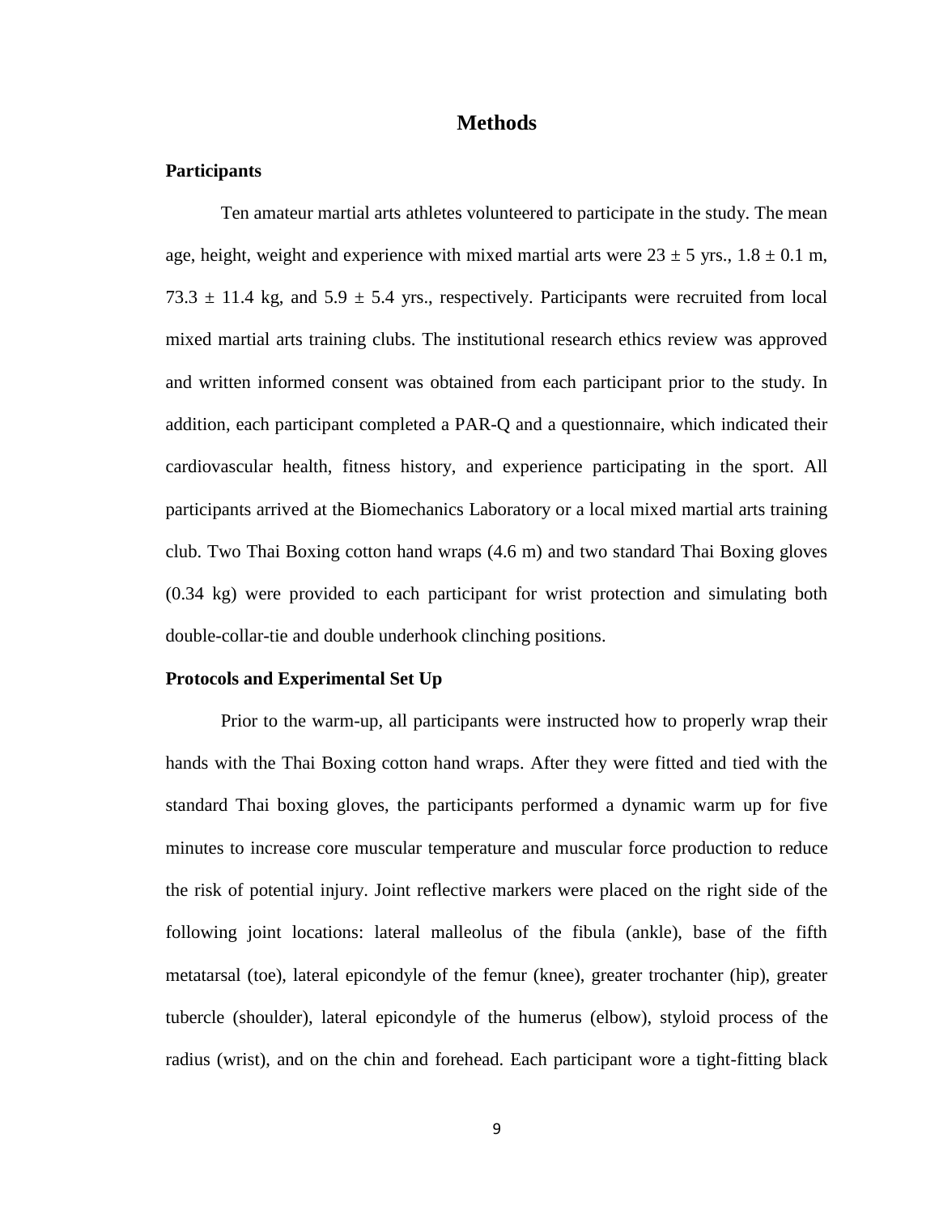# Methods

## Participants

Ten amateur martial arts athletes volunteered to participate in the study. The mean age, height, weight and experience with mixed martial arts were 23 ± 5 yrs., 1.8 ± 0.1 m, 73.3 ± 11.4 kg, and 5.9 ± 5.4 yrs., respectively. Participants were recruited from local mixed martial arts training clubs. The institutional research ethics review was approved and written informed consent was obtained from each participant prior to the study. In addition, each participant completed a PAR-Q and a questionnaire, which indicated their cardiovascular health, fitness history, and experience participating in the sport. All participants arrived at the Biomechanics Laboratory or a local mixed martial arts training club. Two Thai Boxing cotton hand wraps (4.6 m) and two standard Thai Boxing gloves (0.34 kg) were provided to each participant for wrist protection and simulating both double-collar-tie and double underhook clinching positions.

## Protocols and Experimental Set Up

Prior to the warm-up, all participants were instructed how to properly wrap their hands with the Thai Boxing cotton hand wraps. After they were fitted and tied with the standard Thai boxing gloves, the participants performed a dynamic warm up for five minutes to increase core muscular temperature and muscular force production to reduce the risk of potential injury. Joint reflective markers were placed on the right side of the following joint locations: lateral malleolus of the fibula (ankle), base of the fifth metatarsal (toe), lateral epicondyle of the femur (knee), greater trochanter (hip), greater tubercle (shoulder), lateral epicondyle of the humerus (elbow), styloid process of the radius (wrist), and on the chin and forehead. Each participant wore a tight-fitting black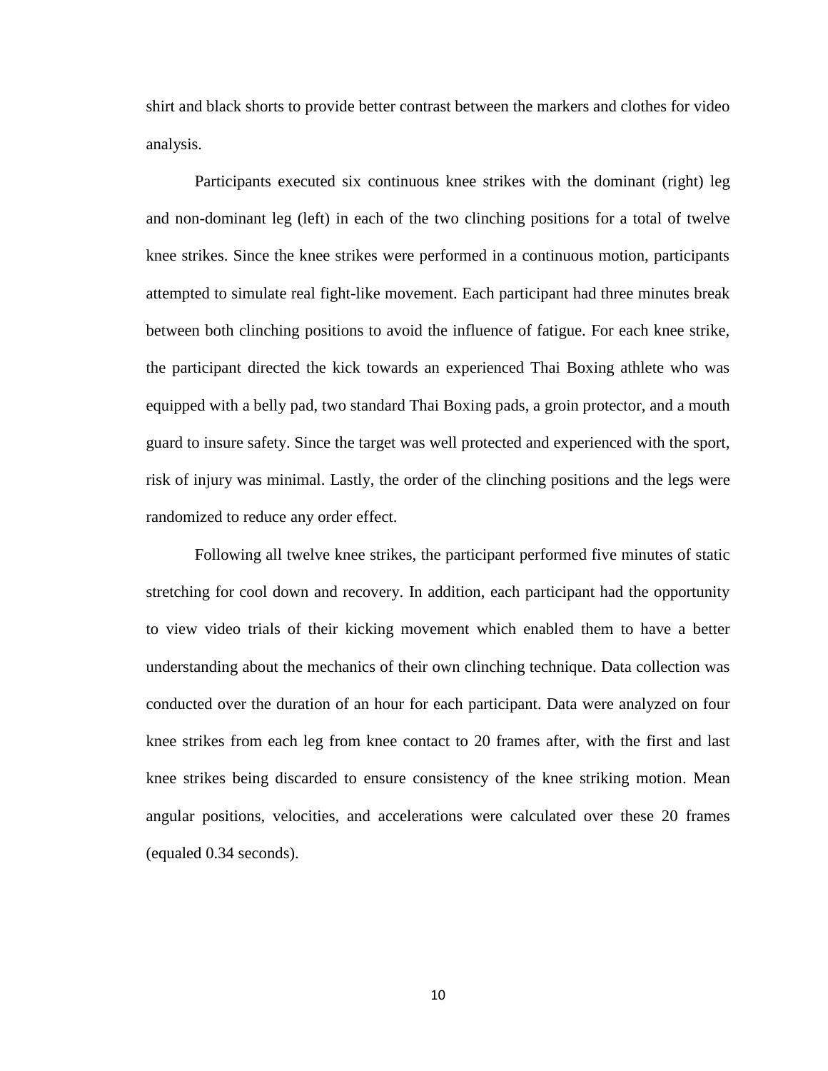shirt and black shorts to provide better contrast between the markers and clothes for video analysis.

Participants executed six continuous knee strikes with the dominant (right) leg and non-dominant leg (left) in each of the two clinching positions for a total of twelve knee strikes. Since the knee strikes were performed in a continuous motion, participants attempted to simulate real fight-like movement. Each participant had three minutes break between both clinching positions to avoid the influence of fatigue. For each knee strike, the participant directed the kick towards an experienced Thai Boxing athlete who was equipped with a belly pad, two standard Thai Boxing pads, a groin protector, and a mouth guard to insure safety. Since the target was well protected and experienced with the sport, risk of injury was minimal. Lastly, the order of the clinching positions and the legs were randomized to reduce any order effect.

Following all twelve knee strikes, the participant performed five minutes of static stretching for cool down and recovery. In addition, each participant had the opportunity to view video trials of their kicking movement which enabled them to have a better understanding about the mechanics of their own clinching technique. Data collection was conducted over the duration of an hour for each participant. Data were analyzed on four knee strikes from each leg from knee contact to 20 frames after, with the first and last knee strikes being discarded to ensure consistency of the knee striking motion. Mean angular positions, velocities, and accelerations were calculated over these 20 frames (equaled 0.34 seconds).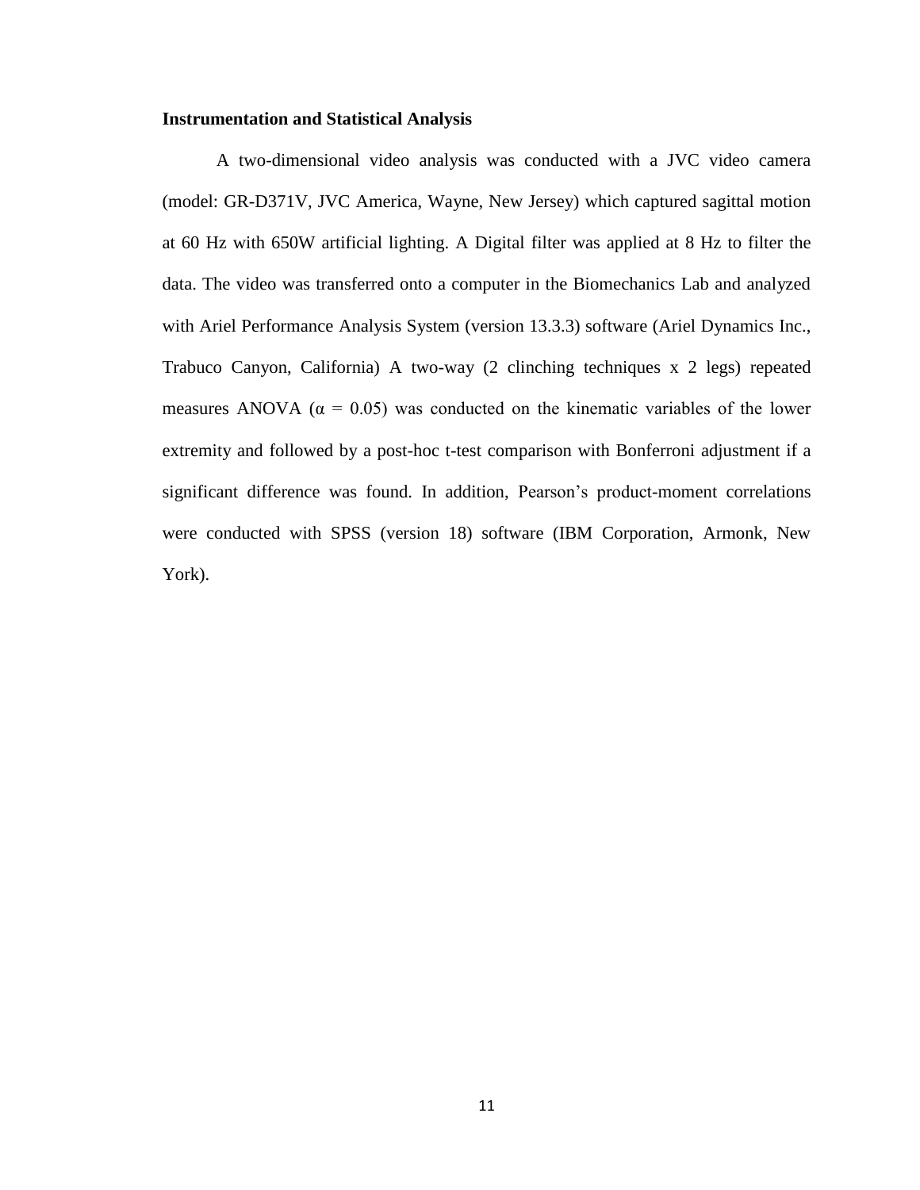**Instrumentation and Statistical Analysis**

A two-dimensional video analysis was conducted with a JVC video camera (model: GR-D371V, JVC America, Wayne, New Jersey) which captured sagittal motion at 60 Hz with 650W artificial lighting. A Digital filter was applied at 8 Hz to filter the data. The video was transferred onto a computer in the Biomechanics Lab and analyzed with Ariel Performance Analysis System (version 13.3.3) software (Ariel Dynamics Inc., Trabuco Canyon, California) A two-way (2 clinching techniques x 2 legs) repeated measures ANOVA ($\alpha = 0.05$) was conducted on the kinematic variables of the lower extremity and followed by a post-hoc t-test comparison with Bonferroni adjustment if a significant difference was found. In addition, Pearson's product-moment correlations were conducted with SPSS (version 18) software (IBM Corporation, Armonk, New York).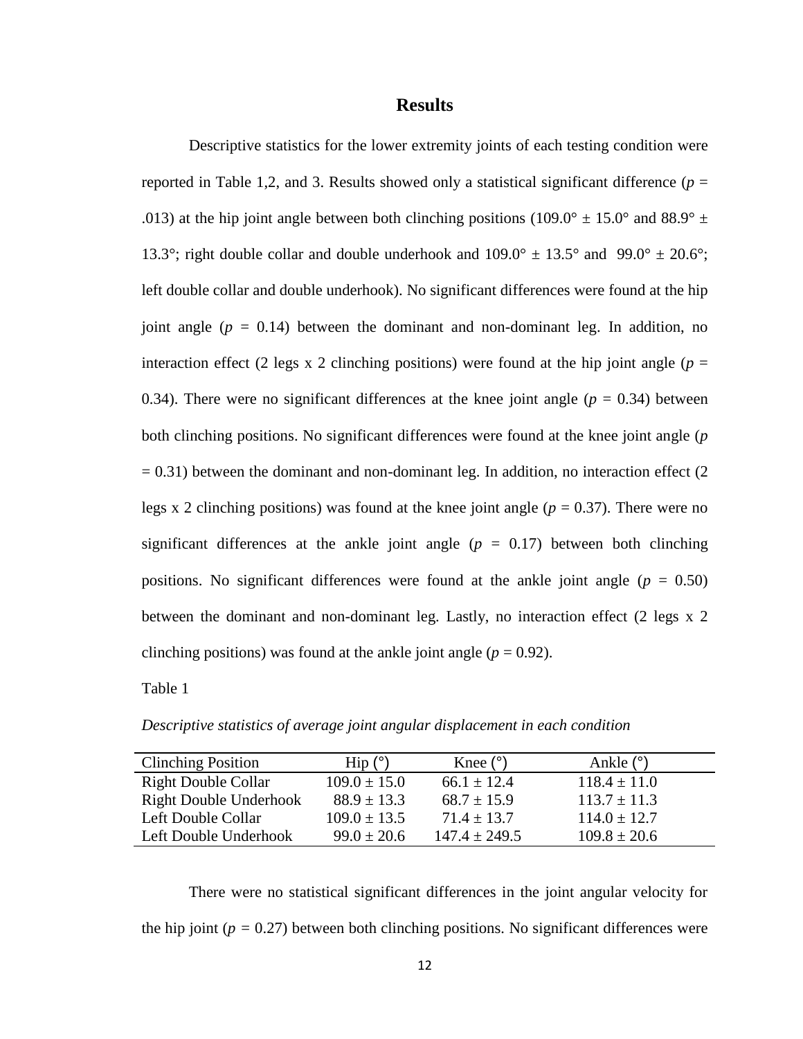# Results

Descriptive statistics for the lower extremity joints of each testing condition were reported in Table 1,2, and 3. Results showed only a statistical significant difference ($p$ = .013) at the hip joint angle between both clinching positions (109.0° ± 15.0° and 88.9° ± 13.3°; right double collar and double underhook and 109.0° ± 13.5° and 99.0° ± 20.6°; left double collar and double underhook). No significant differences were found at the hip joint angle ($p$ = 0.14) between the dominant and non-dominant leg. In addition, no interaction effect (2 legs x 2 clinching positions) were found at the hip joint angle ($p$ = 0.34). There were no significant differences at the knee joint angle ($p$ = 0.34) between both clinching positions. No significant differences were found at the knee joint angle ($p$ = 0.31) between the dominant and non-dominant leg. In addition, no interaction effect (2 legs x 2 clinching positions) was found at the knee joint angle ($p$ = 0.37). There were no significant differences at the ankle joint angle ($p$ = 0.17) between both clinching positions. No significant differences were found at the ankle joint angle ($p$ = 0.50) between the dominant and non-dominant leg. Lastly, no interaction effect (2 legs x 2 clinching positions) was found at the ankle joint angle ($p$ = 0.92).

Table 1

*Descriptive statistics of average joint angular displacement in each condition*

| Clinching Position | Hip (°) | Knee (°) | Ankle (°) |
|---|---|---|---|
| Right Double Collar | 109.0 ± 15.0 | 66.1 ± 12.4 | 118.4 ± 11.0 |
| Right Double Underhook | 88.9 ± 13.3 | 68.7 ± 15.9 | 113.7 ± 11.3 |
| Left Double Collar | 109.0 ± 13.5 | 71.4 ± 13.7 | 114.0 ± 12.7 |
| Left Double Underhook | 99.0 ± 20.6 | 147.4 ± 249.5 | 109.8 ± 20.6 |

There were no statistical significant differences in the joint angular velocity for the hip joint ($p$ = 0.27) between both clinching positions. No significant differences were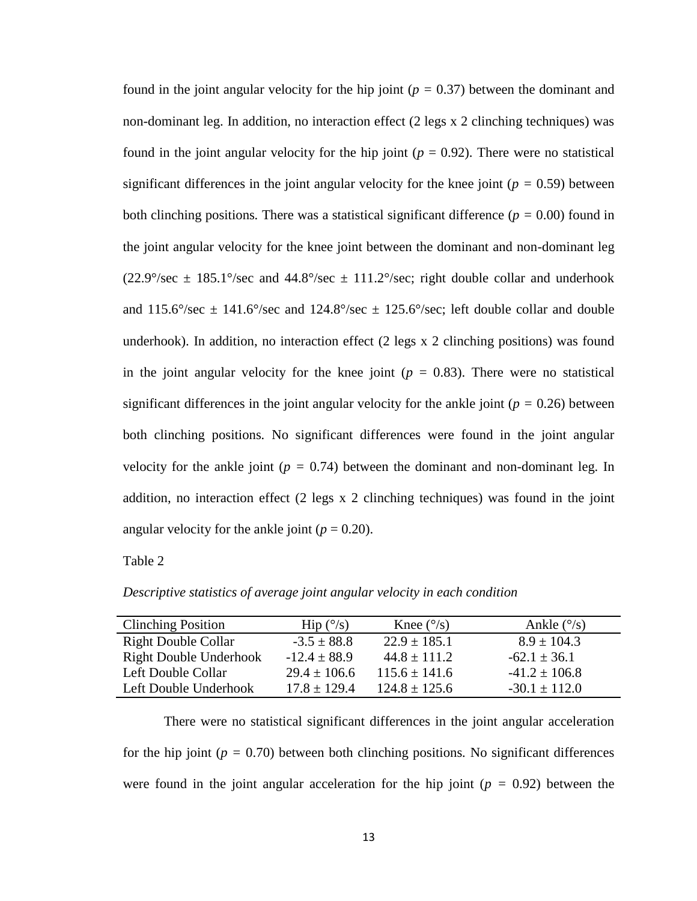found in the joint angular velocity for the hip joint ($p = 0.37$) between the dominant and non-dominant leg. In addition, no interaction effect (2 legs x 2 clinching techniques) was found in the joint angular velocity for the hip joint ($p = 0.92$). There were no statistical significant differences in the joint angular velocity for the knee joint ($p = 0.59$) between both clinching positions. There was a statistical significant difference ($p = 0.00$) found in the joint angular velocity for the knee joint between the dominant and non-dominant leg (22.9°/sec ± 185.1°/sec and 44.8°/sec ± 111.2°/sec; right double collar and underhook and 115.6°/sec ± 141.6°/sec and 124.8°/sec ± 125.6°/sec; left double collar and double underhook). In addition, no interaction effect (2 legs x 2 clinching positions) was found in the joint angular velocity for the knee joint ($p = 0.83$). There were no statistical significant differences in the joint angular velocity for the ankle joint ($p = 0.26$) between both clinching positions. No significant differences were found in the joint angular velocity for the ankle joint ($p = 0.74$) between the dominant and non-dominant leg. In addition, no interaction effect (2 legs x 2 clinching techniques) was found in the joint angular velocity for the ankle joint ($p = 0.20$).

Table 2

*Descriptive statistics of average joint angular velocity in each condition*

| Clinching Position | Hip (°/s) | Knee (°/s) | Ankle (°/s) |
|---|---|---|---|
| Right Double Collar | -3.5 ± 88.8 | 22.9 ± 185.1 | 8.9 ± 104.3 |
| Right Double Underhook | -12.4 ± 88.9 | 44.8 ± 111.2 | -62.1 ± 36.1 |
| Left Double Collar | 29.4 ± 106.6 | 115.6 ± 141.6 | -41.2 ± 106.8 |
| Left Double Underhook | 17.8 ± 129.4 | 124.8 ± 125.6 | -30.1 ± 112.0 |

There were no statistical significant differences in the joint angular acceleration for the hip joint ($p = 0.70$) between both clinching positions. No significant differences were found in the joint angular acceleration for the hip joint ($p = 0.92$) between the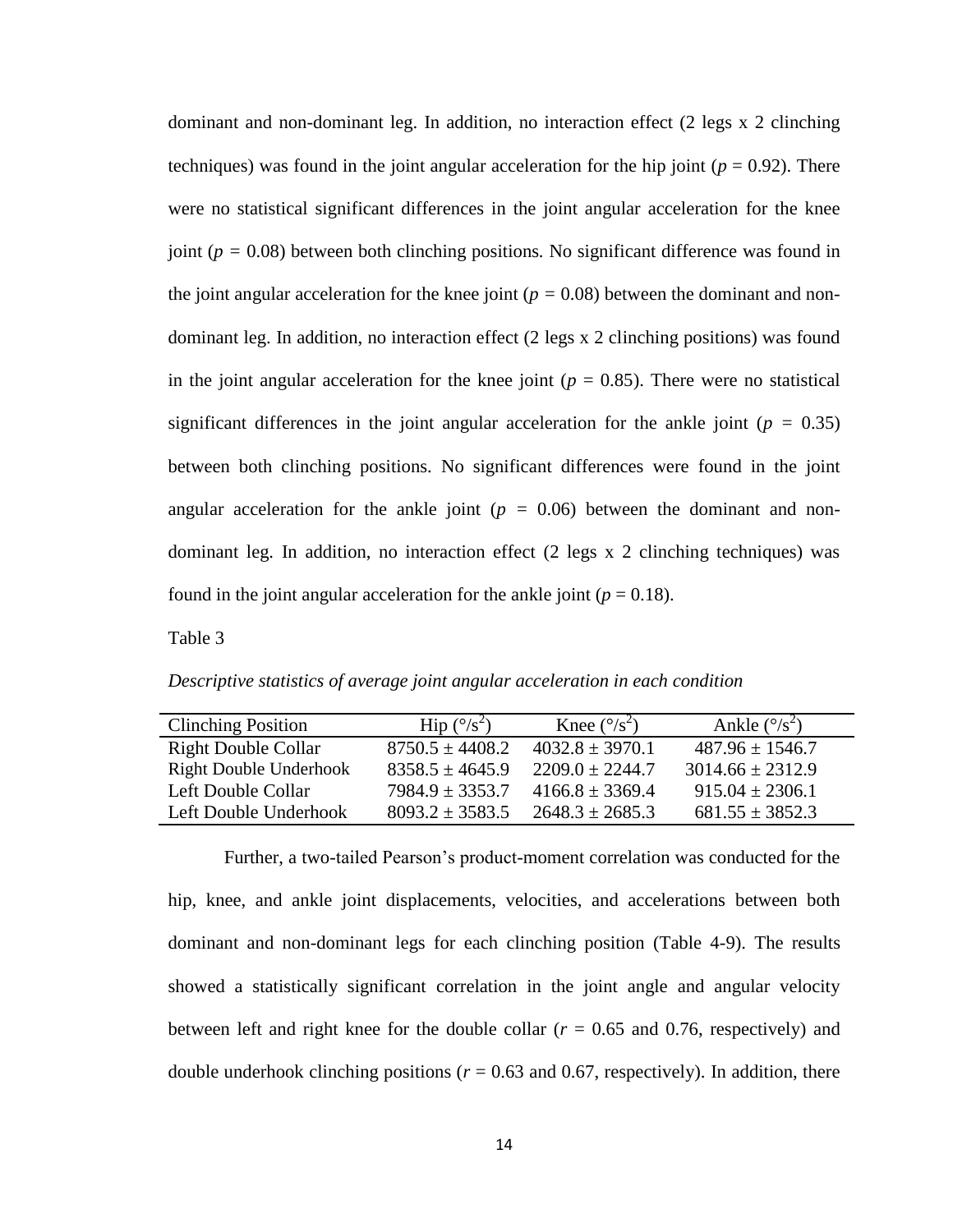dominant and non-dominant leg. In addition, no interaction effect (2 legs x 2 clinching techniques) was found in the joint angular acceleration for the hip joint ($p$ = 0.92). There were no statistical significant differences in the joint angular acceleration for the knee joint ($p$ = 0.08) between both clinching positions. No significant difference was found in the joint angular acceleration for the knee joint ($p$ = 0.08) between the dominant and non-dominant leg. In addition, no interaction effect (2 legs x 2 clinching positions) was found in the joint angular acceleration for the knee joint ($p$ = 0.85). There were no statistical significant differences in the joint angular acceleration for the ankle joint ($p$ = 0.35) between both clinching positions. No significant differences were found in the joint angular acceleration for the ankle joint ($p$ = 0.06) between the dominant and non-dominant leg. In addition, no interaction effect (2 legs x 2 clinching techniques) was found in the joint angular acceleration for the ankle joint ($p$ = 0.18).

Table 3

*Descriptive statistics of average joint angular acceleration in each condition*

| Clinching Position | Hip (°/s$^2$) | Knee (°/s$^2$) | Ankle (°/s$^2$) |
|---|---|---|---|
| Right Double Collar | 8750.5 ± 4408.2 | 4032.8 ± 3970.1 | 487.96 ± 1546.7 |
| Right Double Underhook | 8358.5 ± 4645.9 | 2209.0 ± 2244.7 | 3014.66 ± 2312.9 |
| Left Double Collar | 7984.9 ± 3353.7 | 4166.8 ± 3369.4 | 915.04 ± 2306.1 |
| Left Double Underhook | 8093.2 ± 3583.5 | 2648.3 ± 2685.3 | 681.55 ± 3852.3 |

Further, a two-tailed Pearson's product-moment correlation was conducted for the hip, knee, and ankle joint displacements, velocities, and accelerations between both dominant and non-dominant legs for each clinching position (Table 4-9). The results showed a statistically significant correlation in the joint angle and angular velocity between left and right knee for the double collar ($r$ = 0.65 and 0.76, respectively) and double underhook clinching positions ($r$ = 0.63 and 0.67, respectively). In addition, there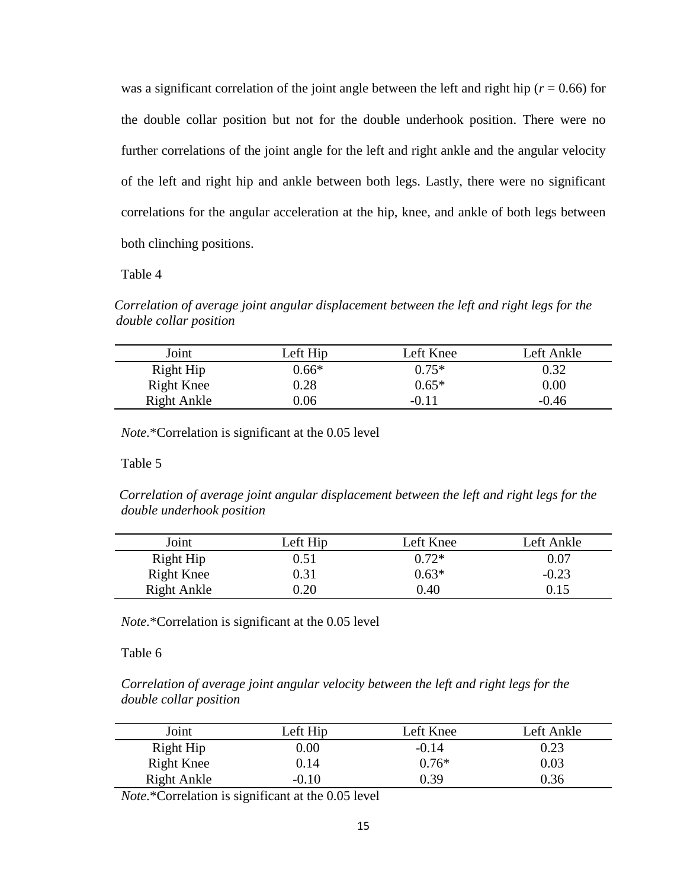was a significant correlation of the joint angle between the left and right hip ($r$ = 0.66) for the double collar position but not for the double underhook position. There were no further correlations of the joint angle for the left and right ankle and the angular velocity of the left and right hip and ankle between both legs. Lastly, there were no significant correlations for the angular acceleration at the hip, knee, and ankle of both legs between both clinching positions.

Table 4

*Correlation of average joint angular displacement between the left and right legs for the double collar position*

| Joint | Left Hip | Left Knee | Left Ankle |
|---|---|---|---|
| Right Hip | 0.66* | 0.75* | 0.32 |
| Right Knee | 0.28 | 0.65* | 0.00 |
| Right Ankle | 0.06 | -0.11 | -0.46 |

*Note.*\*Correlation is significant at the 0.05 level

Table 5

*Correlation of average joint angular displacement between the left and right legs for the double underhook position*

| Joint | Left Hip | Left Knee | Left Ankle |
|---|---|---|---|
| Right Hip | 0.51 | 0.72* | 0.07 |
| Right Knee | 0.31 | 0.63* | -0.23 |
| Right Ankle | 0.20 | 0.40 | 0.15 |

*Note.*\*Correlation is significant at the 0.05 level

Table 6

*Correlation of average joint angular velocity between the left and right legs for the double collar position*

| Joint | Left Hip | Left Knee | Left Ankle |
|---|---|---|---|
| Right Hip | 0.00 | -0.14 | 0.23 |
| Right Knee | 0.14 | 0.76* | 0.03 |
| Right Ankle | -0.10 | 0.39 | 0.36 |

*Note.*\*Correlation is significant at the 0.05 level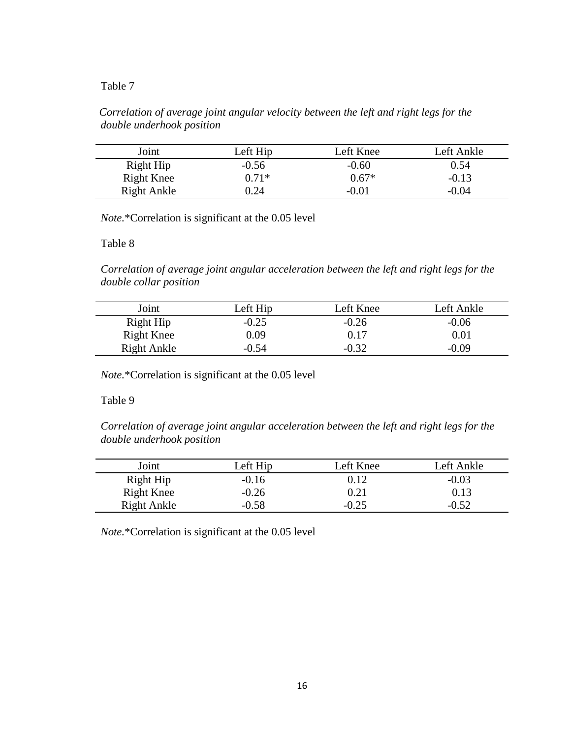Table 7

*Correlation of average joint angular velocity between the left and right legs for the double underhook position*

| Joint | Left Hip | Left Knee | Left Ankle |
|---|---|---|---|
| Right Hip | -0.56 | -0.60 | 0.54 |
| Right Knee | 0.71* | 0.67* | -0.13 |
| Right Ankle | 0.24 | -0.01 | -0.04 |

*Note.**Correlation is significant at the 0.05 level

Table 8

*Correlation of average joint angular acceleration between the left and right legs for the double collar position*

| Joint | Left Hip | Left Knee | Left Ankle |
|---|---|---|---|
| Right Hip | -0.25 | -0.26 | -0.06 |
| Right Knee | 0.09 | 0.17 | 0.01 |
| Right Ankle | -0.54 | -0.32 | -0.09 |

*Note.**Correlation is significant at the 0.05 level

Table 9

*Correlation of average joint angular acceleration between the left and right legs for the double underhook position*

| Joint | Left Hip | Left Knee | Left Ankle |
|---|---|---|---|
| Right Hip | -0.16 | 0.12 | -0.03 |
| Right Knee | -0.26 | 0.21 | 0.13 |
| Right Ankle | -0.58 | -0.25 | -0.52 |

*Note.**Correlation is significant at the 0.05 level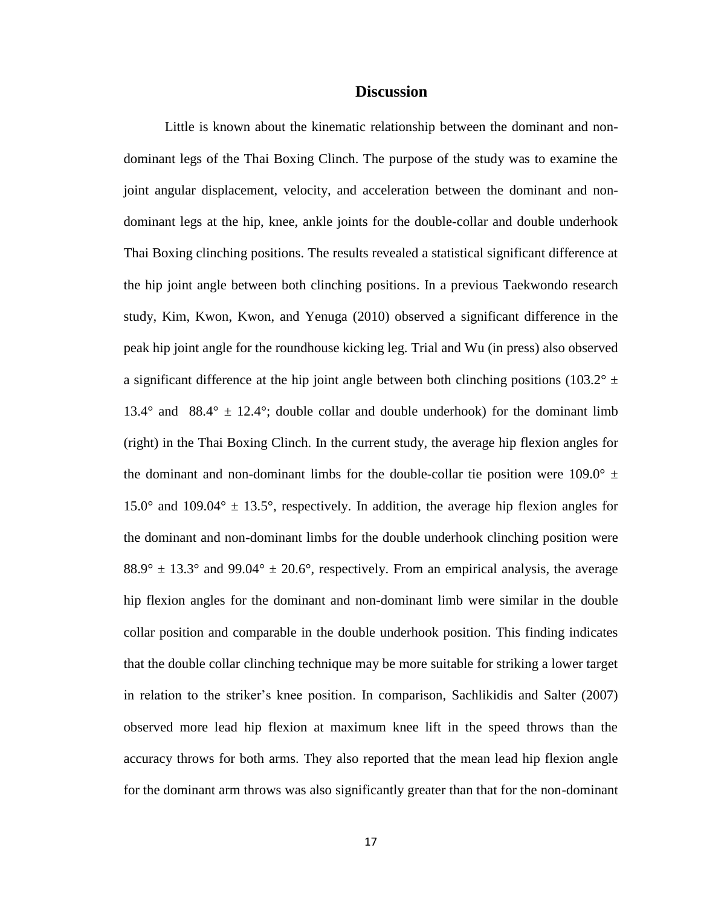## Discussion

Little is known about the kinematic relationship between the dominant and non-dominant legs of the Thai Boxing Clinch. The purpose of the study was to examine the joint angular displacement, velocity, and acceleration between the dominant and non-dominant legs at the hip, knee, ankle joints for the double-collar and double underhook Thai Boxing clinching positions. The results revealed a statistical significant difference at the hip joint angle between both clinching positions. In a previous Taekwondo research study, Kim, Kwon, Kwon, and Yenuga (2010) observed a significant difference in the peak hip joint angle for the roundhouse kicking leg. Trial and Wu (in press) also observed a significant difference at the hip joint angle between both clinching positions (103.2° ± 13.4° and 88.4° ± 12.4°; double collar and double underhook) for the dominant limb (right) in the Thai Boxing Clinch. In the current study, the average hip flexion angles for the dominant and non-dominant limbs for the double-collar tie position were 109.0° ± 15.0° and 109.04° ± 13.5°, respectively. In addition, the average hip flexion angles for the dominant and non-dominant limbs for the double underhook clinching position were 88.9° ± 13.3° and 99.04° ± 20.6°, respectively. From an empirical analysis, the average hip flexion angles for the dominant and non-dominant limb were similar in the double collar position and comparable in the double underhook position. This finding indicates that the double collar clinching technique may be more suitable for striking a lower target in relation to the striker's knee position. In comparison, Sachlikidis and Salter (2007) observed more lead hip flexion at maximum knee lift in the speed throws than the accuracy throws for both arms. They also reported that the mean lead hip flexion angle for the dominant arm throws was also significantly greater than that for the non-dominant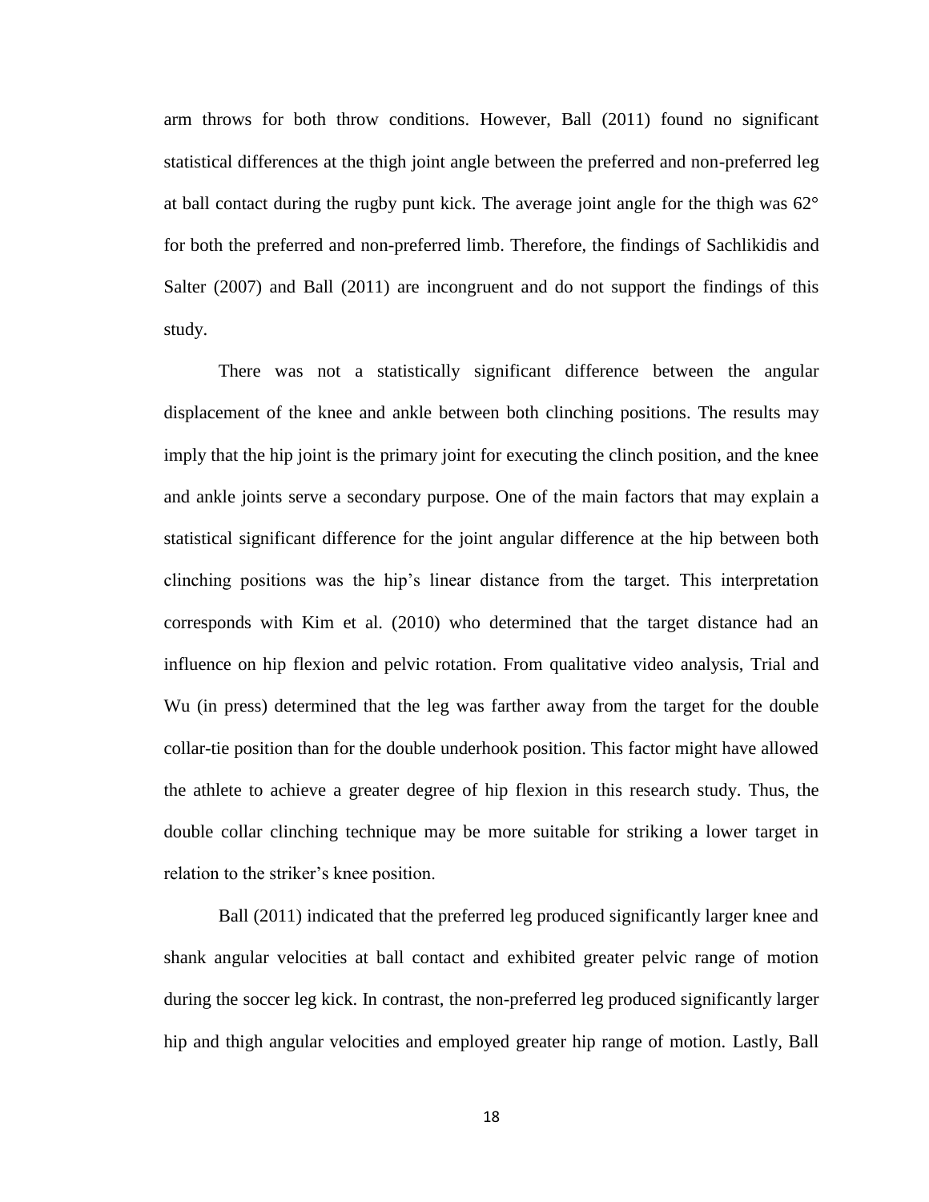arm throws for both throw conditions. However, Ball (2011) found no significant statistical differences at the thigh joint angle between the preferred and non-preferred leg at ball contact during the rugby punt kick. The average joint angle for the thigh was 62° for both the preferred and non-preferred limb. Therefore, the findings of Sachlikidis and Salter (2007) and Ball (2011) are incongruent and do not support the findings of this study.

There was not a statistically significant difference between the angular displacement of the knee and ankle between both clinching positions. The results may imply that the hip joint is the primary joint for executing the clinch position, and the knee and ankle joints serve a secondary purpose. One of the main factors that may explain a statistical significant difference for the joint angular difference at the hip between both clinching positions was the hip's linear distance from the target. This interpretation corresponds with Kim et al. (2010) who determined that the target distance had an influence on hip flexion and pelvic rotation. From qualitative video analysis, Trial and Wu (in press) determined that the leg was farther away from the target for the double collar-tie position than for the double underhook position. This factor might have allowed the athlete to achieve a greater degree of hip flexion in this research study. Thus, the double collar clinching technique may be more suitable for striking a lower target in relation to the striker's knee position.

Ball (2011) indicated that the preferred leg produced significantly larger knee and shank angular velocities at ball contact and exhibited greater pelvic range of motion during the soccer leg kick. In contrast, the non-preferred leg produced significantly larger hip and thigh angular velocities and employed greater hip range of motion. Lastly, Ball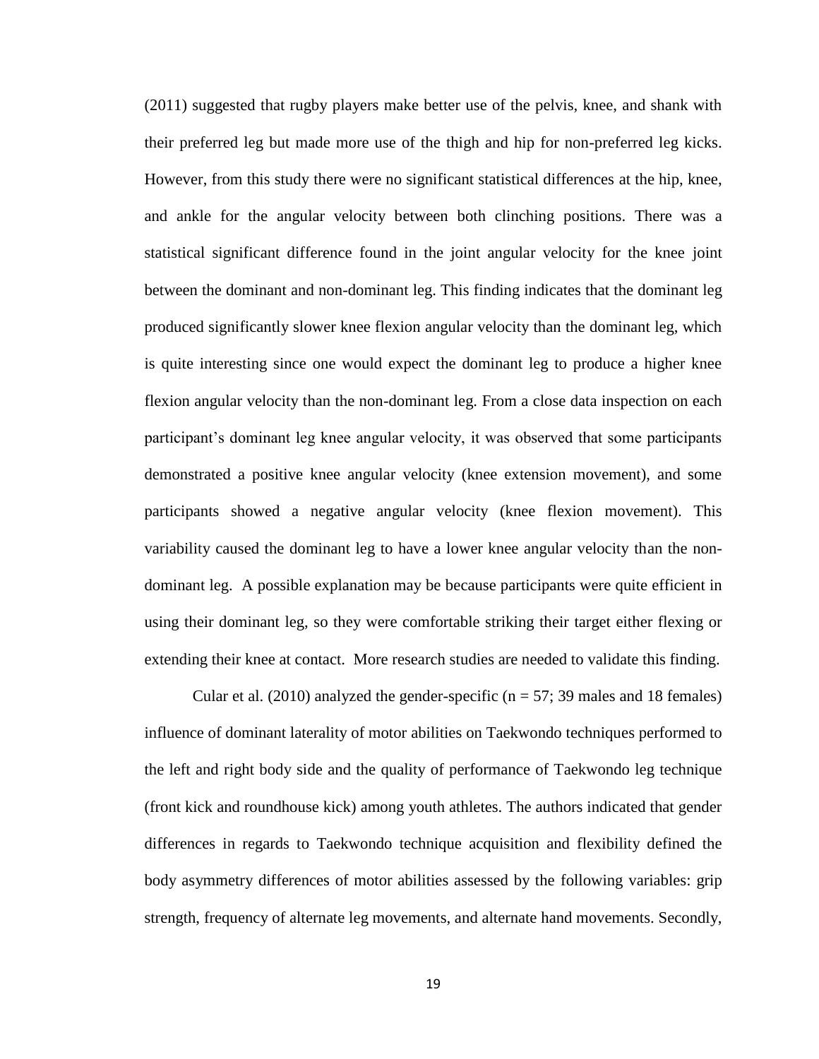(2011) suggested that rugby players make better use of the pelvis, knee, and shank with their preferred leg but made more use of the thigh and hip for non-preferred leg kicks. However, from this study there were no significant statistical differences at the hip, knee, and ankle for the angular velocity between both clinching positions. There was a statistical significant difference found in the joint angular velocity for the knee joint between the dominant and non-dominant leg. This finding indicates that the dominant leg produced significantly slower knee flexion angular velocity than the dominant leg, which is quite interesting since one would expect the dominant leg to produce a higher knee flexion angular velocity than the non-dominant leg. From a close data inspection on each participant's dominant leg knee angular velocity, it was observed that some participants demonstrated a positive knee angular velocity (knee extension movement), and some participants showed a negative angular velocity (knee flexion movement). This variability caused the dominant leg to have a lower knee angular velocity than the non-dominant leg. A possible explanation may be because participants were quite efficient in using their dominant leg, so they were comfortable striking their target either flexing or extending their knee at contact. More research studies are needed to validate this finding.

Cular et al. (2010) analyzed the gender-specific (n = 57; 39 males and 18 females) influence of dominant laterality of motor abilities on Taekwondo techniques performed to the left and right body side and the quality of performance of Taekwondo leg technique (front kick and roundhouse kick) among youth athletes. The authors indicated that gender differences in regards to Taekwondo technique acquisition and flexibility defined the body asymmetry differences of motor abilities assessed by the following variables: grip strength, frequency of alternate leg movements, and alternate hand movements. Secondly,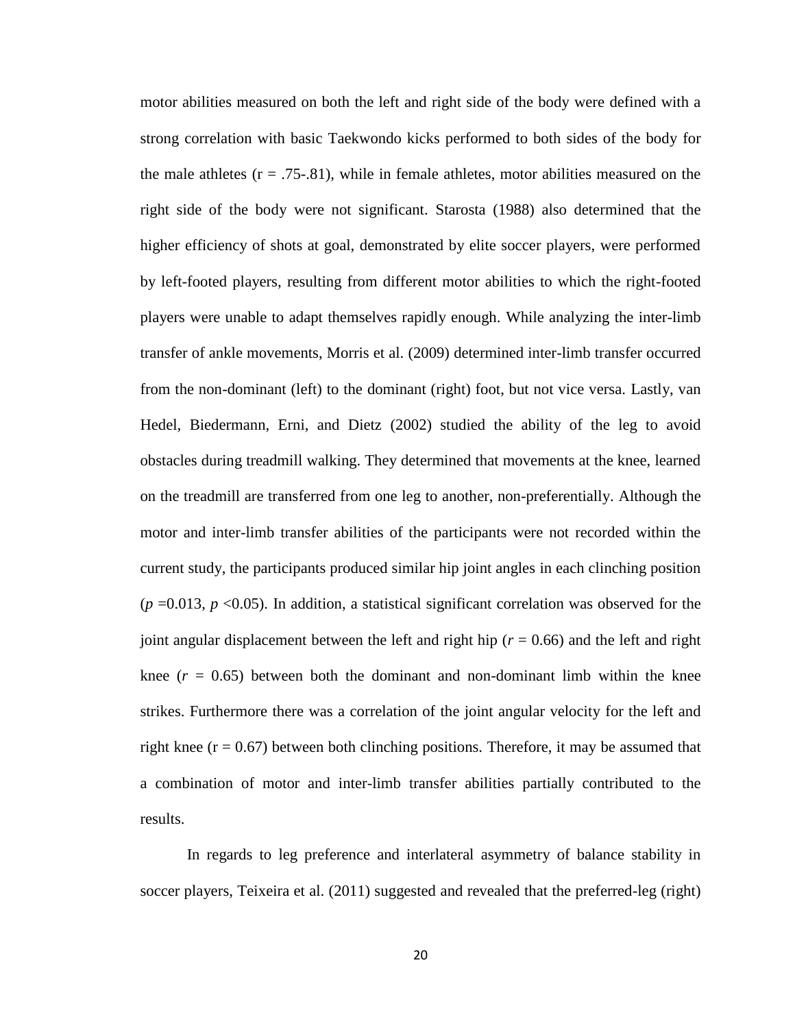motor abilities measured on both the left and right side of the body were defined with a strong correlation with basic Taekwondo kicks performed to both sides of the body for the male athletes ($r = .75$-$.81$), while in female athletes, motor abilities measured on the right side of the body were not significant. Starosta (1988) also determined that the higher efficiency of shots at goal, demonstrated by elite soccer players, were performed by left-footed players, resulting from different motor abilities to which the right-footed players were unable to adapt themselves rapidly enough. While analyzing the inter-limb transfer of ankle movements, Morris et al. (2009) determined inter-limb transfer occurred from the non-dominant (left) to the dominant (right) foot, but not vice versa. Lastly, van Hedel, Biedermann, Erni, and Dietz (2002) studied the ability of the leg to avoid obstacles during treadmill walking. They determined that movements at the knee, learned on the treadmill are transferred from one leg to another, non-preferentially. Although the motor and inter-limb transfer abilities of the participants were not recorded within the current study, the participants produced similar hip joint angles in each clinching position ($p = 0.013$, $p < 0.05$). In addition, a statistical significant correlation was observed for the joint angular displacement between the left and right hip ($r = 0.66$) and the left and right knee ($r = 0.65$) between both the dominant and non-dominant limb within the knee strikes. Furthermore there was a correlation of the joint angular velocity for the left and right knee ($r = 0.67$) between both clinching positions. Therefore, it may be assumed that a combination of motor and inter-limb transfer abilities partially contributed to the results.

In regards to leg preference and interlateral asymmetry of balance stability in soccer players, Teixeira et al. (2011) suggested and revealed that the preferred-leg (right)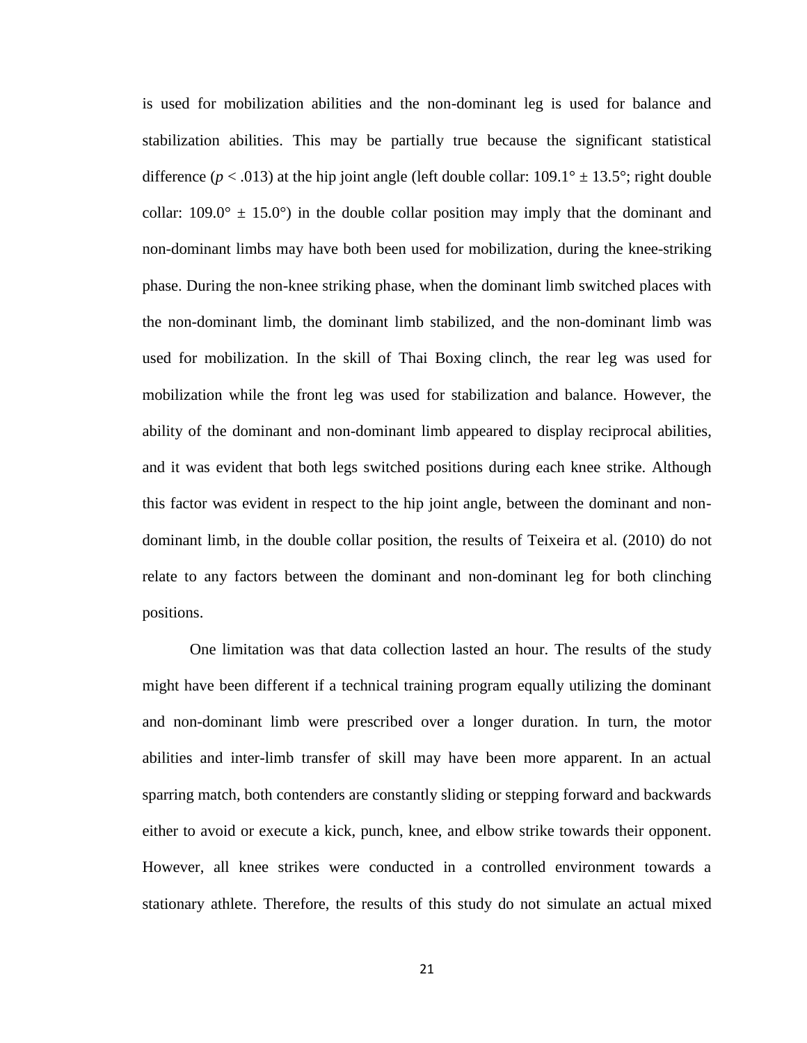is used for mobilization abilities and the non-dominant leg is used for balance and stabilization abilities. This may be partially true because the significant statistical difference ($p < .013$) at the hip joint angle (left double collar: 109.1° ± 13.5°; right double collar: 109.0° ± 15.0°) in the double collar position may imply that the dominant and non-dominant limbs may have both been used for mobilization, during the knee-striking phase. During the non-knee striking phase, when the dominant limb switched places with the non-dominant limb, the dominant limb stabilized, and the non-dominant limb was used for mobilization. In the skill of Thai Boxing clinch, the rear leg was used for mobilization while the front leg was used for stabilization and balance. However, the ability of the dominant and non-dominant limb appeared to display reciprocal abilities, and it was evident that both legs switched positions during each knee strike. Although this factor was evident in respect to the hip joint angle, between the dominant and non-dominant limb, in the double collar position, the results of Teixeira et al. (2010) do not relate to any factors between the dominant and non-dominant leg for both clinching positions.

One limitation was that data collection lasted an hour. The results of the study might have been different if a technical training program equally utilizing the dominant and non-dominant limb were prescribed over a longer duration. In turn, the motor abilities and inter-limb transfer of skill may have been more apparent. In an actual sparring match, both contenders are constantly sliding or stepping forward and backwards either to avoid or execute a kick, punch, knee, and elbow strike towards their opponent. However, all knee strikes were conducted in a controlled environment towards a stationary athlete. Therefore, the results of this study do not simulate an actual mixed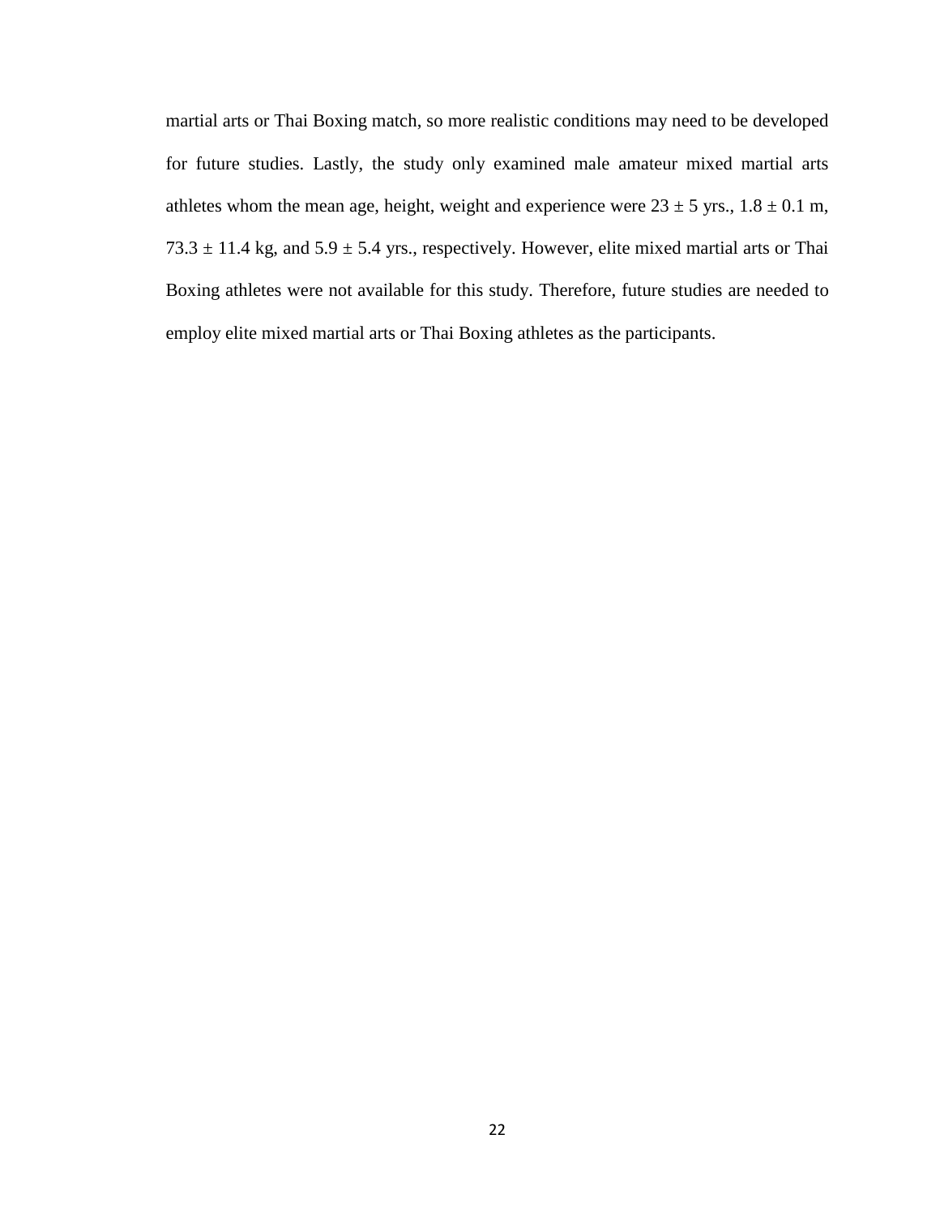martial arts or Thai Boxing match, so more realistic conditions may need to be developed for future studies. Lastly, the study only examined male amateur mixed martial arts athletes whom the mean age, height, weight and experience were $23 \pm 5$ yrs., $1.8 \pm 0.1$ m, $73.3 \pm 11.4$ kg, and $5.9 \pm 5.4$ yrs., respectively. However, elite mixed martial arts or Thai Boxing athletes were not available for this study. Therefore, future studies are needed to employ elite mixed martial arts or Thai Boxing athletes as the participants.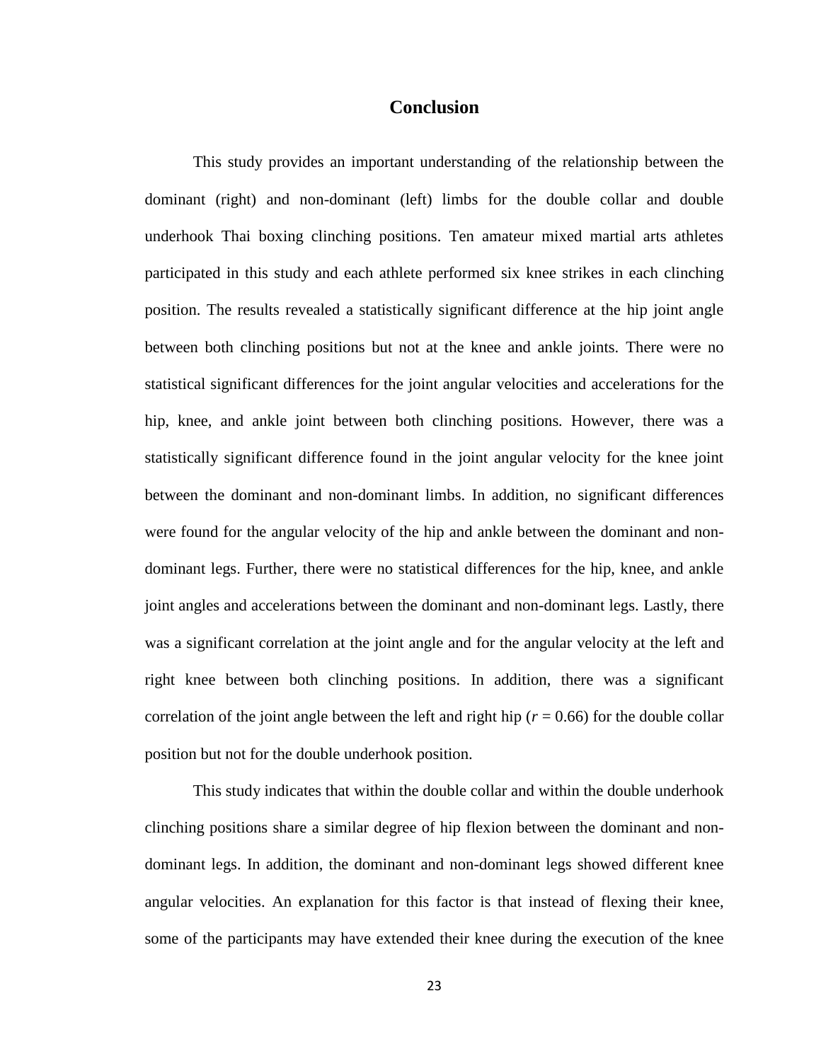## Conclusion

This study provides an important understanding of the relationship between the dominant (right) and non-dominant (left) limbs for the double collar and double underhook Thai boxing clinching positions. Ten amateur mixed martial arts athletes participated in this study and each athlete performed six knee strikes in each clinching position. The results revealed a statistically significant difference at the hip joint angle between both clinching positions but not at the knee and ankle joints. There were no statistical significant differences for the joint angular velocities and accelerations for the hip, knee, and ankle joint between both clinching positions. However, there was a statistically significant difference found in the joint angular velocity for the knee joint between the dominant and non-dominant limbs. In addition, no significant differences were found for the angular velocity of the hip and ankle between the dominant and non-dominant legs. Further, there were no statistical differences for the hip, knee, and ankle joint angles and accelerations between the dominant and non-dominant legs. Lastly, there was a significant correlation at the joint angle and for the angular velocity at the left and right knee between both clinching positions. In addition, there was a significant correlation of the joint angle between the left and right hip ($r = 0.66$) for the double collar position but not for the double underhook position.

This study indicates that within the double collar and within the double underhook clinching positions share a similar degree of hip flexion between the dominant and non-dominant legs. In addition, the dominant and non-dominant legs showed different knee angular velocities. An explanation for this factor is that instead of flexing their knee, some of the participants may have extended their knee during the execution of the knee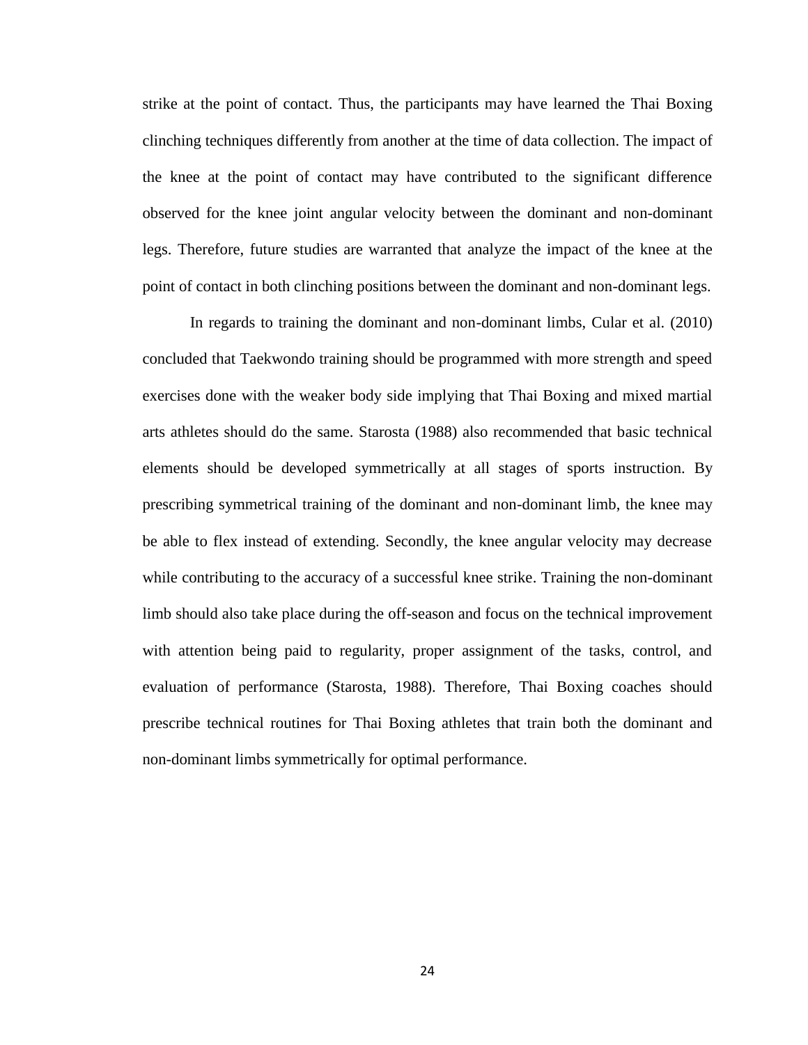strike at the point of contact. Thus, the participants may have learned the Thai Boxing clinching techniques differently from another at the time of data collection. The impact of the knee at the point of contact may have contributed to the significant difference observed for the knee joint angular velocity between the dominant and non-dominant legs. Therefore, future studies are warranted that analyze the impact of the knee at the point of contact in both clinching positions between the dominant and non-dominant legs.

In regards to training the dominant and non-dominant limbs, Cular et al. (2010) concluded that Taekwondo training should be programmed with more strength and speed exercises done with the weaker body side implying that Thai Boxing and mixed martial arts athletes should do the same. Starosta (1988) also recommended that basic technical elements should be developed symmetrically at all stages of sports instruction. By prescribing symmetrical training of the dominant and non-dominant limb, the knee may be able to flex instead of extending. Secondly, the knee angular velocity may decrease while contributing to the accuracy of a successful knee strike. Training the non-dominant limb should also take place during the off-season and focus on the technical improvement with attention being paid to regularity, proper assignment of the tasks, control, and evaluation of performance (Starosta, 1988). Therefore, Thai Boxing coaches should prescribe technical routines for Thai Boxing athletes that train both the dominant and non-dominant limbs symmetrically for optimal performance.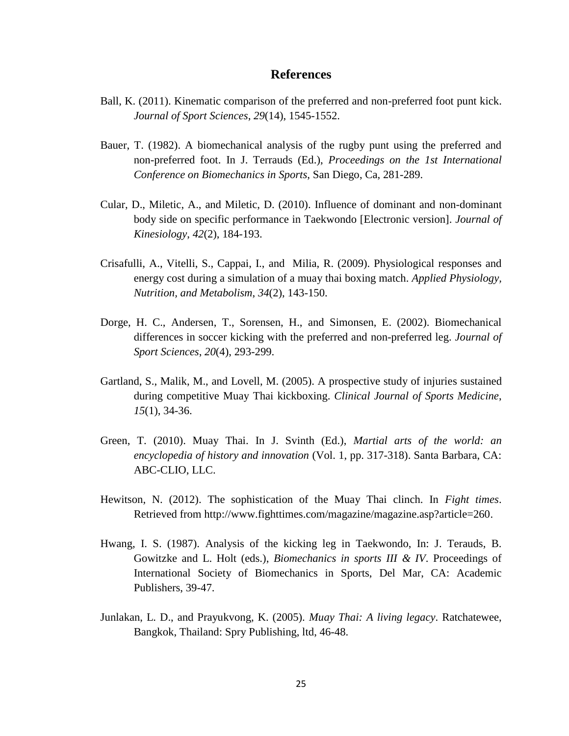# References

Ball, K. (2011). Kinematic comparison of the preferred and non-preferred foot punt kick. *Journal of Sport Sciences*, *29*(14), 1545-1552.

Bauer, T. (1982). A biomechanical analysis of the rugby punt using the preferred and non-preferred foot. In J. Terrauds (Ed.), *Proceedings on the 1st International Conference on Biomechanics in Sports*, San Diego, Ca, 281-289.

Cular, D., Miletic, A., and Miletic, D. (2010). Influence of dominant and non-dominant body side on specific performance in Taekwondo [Electronic version]. *Journal of Kinesiology*, *42*(2), 184-193.

Crisafulli, A., Vitelli, S., Cappai, I., and Milia, R. (2009). Physiological responses and energy cost during a simulation of a muay thai boxing match. *Applied Physiology, Nutrition, and Metabolism*, *34*(2), 143-150.

Dorge, H. C., Andersen, T., Sorensen, H., and Simonsen, E. (2002). Biomechanical differences in soccer kicking with the preferred and non-preferred leg. *Journal of Sport Sciences*, *20*(4), 293-299.

Gartland, S., Malik, M., and Lovell, M. (2005). A prospective study of injuries sustained during competitive Muay Thai kickboxing. *Clinical Journal of Sports Medicine*, *15*(1), 34-36.

Green, T. (2010). Muay Thai. In J. Svinth (Ed.), *Martial arts of the world: an encyclopedia of history and innovation* (Vol. 1, pp. 317-318). Santa Barbara, CA: ABC-CLIO, LLC.

Hewitson, N. (2012). The sophistication of the Muay Thai clinch. In *Fight times*. Retrieved from http://www.fighttimes.com/magazine/magazine.asp?article=260.

Hwang, I. S. (1987). Analysis of the kicking leg in Taekwondo, In: J. Terauds, B. Gowitzke and L. Holt (eds.), *Biomechanics in sports III & IV*. Proceedings of International Society of Biomechanics in Sports, Del Mar, CA: Academic Publishers, 39-47.

Junlakan, L. D., and Prayukvong, K. (2005). *Muay Thai: A living legacy*. Ratchatewee, Bangkok, Thailand: Spry Publishing, ltd, 46-48.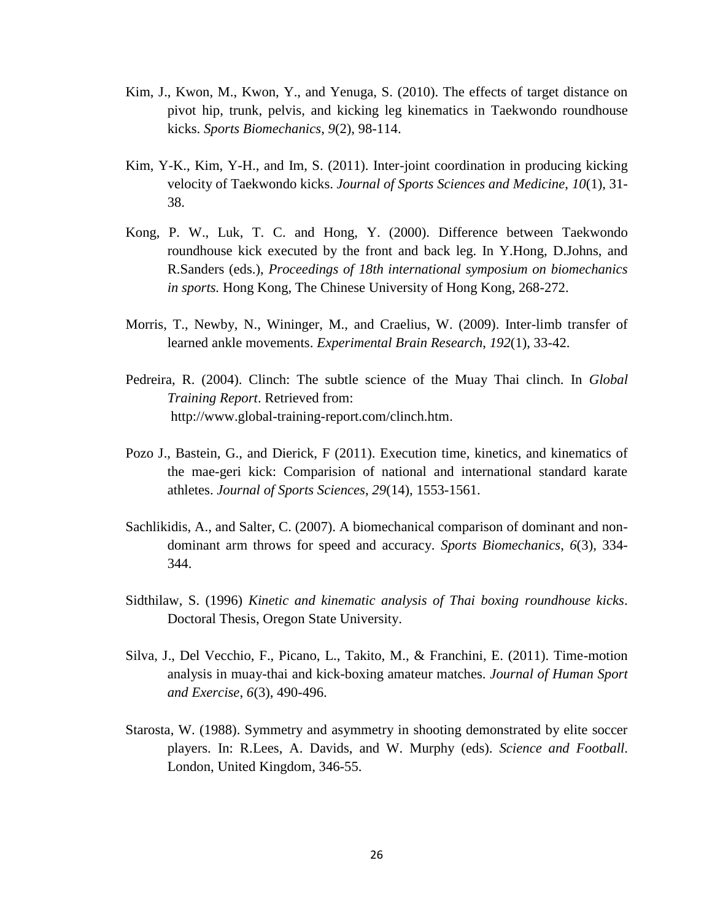Kim, J., Kwon, M., Kwon, Y., and Yenuga, S. (2010). The effects of target distance on pivot hip, trunk, pelvis, and kicking leg kinematics in Taekwondo roundhouse kicks. *Sports Biomechanics*, *9*(2), 98-114.

Kim, Y-K., Kim, Y-H., and Im, S. (2011). Inter-joint coordination in producing kicking velocity of Taekwondo kicks. *Journal of Sports Sciences and Medicine*, *10*(1), 31-38.

Kong, P. W., Luk, T. C. and Hong, Y. (2000). Difference between Taekwondo roundhouse kick executed by the front and back leg. In Y.Hong, D.Johns, and R.Sanders (eds.), *Proceedings of 18th international symposium on biomechanics in sports.* Hong Kong, The Chinese University of Hong Kong, 268-272.

Morris, T., Newby, N., Wininger, M., and Craelius, W. (2009). Inter-limb transfer of learned ankle movements. *Experimental Brain Research*, *192*(1), 33-42.

Pedreira, R. (2004). Clinch: The subtle science of the Muay Thai clinch. In *Global Training Report*. Retrieved from: http://www.global-training-report.com/clinch.htm.

Pozo J., Bastein, G., and Dierick, F (2011). Execution time, kinetics, and kinematics of the mae-geri kick: Comparision of national and international standard karate athletes. *Journal of Sports Sciences*, *29*(14), 1553-1561.

Sachlikidis, A., and Salter, C. (2007). A biomechanical comparison of dominant and non-dominant arm throws for speed and accuracy. *Sports Biomechanics*, *6*(3), 334-344.

Sidthilaw, S. (1996) *Kinetic and kinematic analysis of Thai boxing roundhouse kicks*. Doctoral Thesis, Oregon State University.

Silva, J., Del Vecchio, F., Picano, L., Takito, M., & Franchini, E. (2011). Time-motion analysis in muay-thai and kick-boxing amateur matches. *Journal of Human Sport and Exercise*, *6*(3), 490-496.

Starosta, W. (1988). Symmetry and asymmetry in shooting demonstrated by elite soccer players. In: R.Lees, A. Davids, and W. Murphy (eds). *Science and Football*. London, United Kingdom, 346-55.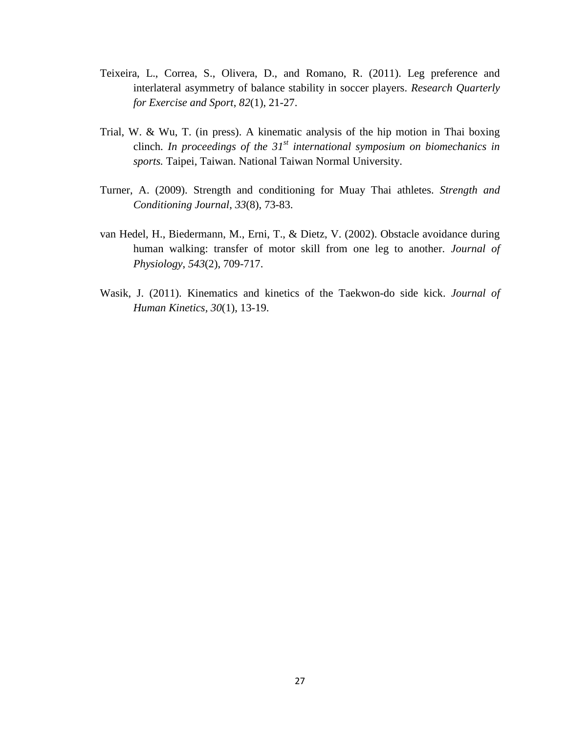Teixeira, L., Correa, S., Olivera, D., and Romano, R. (2011). Leg preference and interlateral asymmetry of balance stability in soccer players. *Research Quarterly for Exercise and Sport*, *82*(1), 21-27.

Trial, W. & Wu, T. (in press). A kinematic analysis of the hip motion in Thai boxing clinch. *In proceedings of the 31st international symposium on biomechanics in sports.* Taipei, Taiwan. National Taiwan Normal University.

Turner, A. (2009). Strength and conditioning for Muay Thai athletes. *Strength and Conditioning Journal*, *33*(8), 73-83.

van Hedel, H., Biedermann, M., Erni, T., & Dietz, V. (2002). Obstacle avoidance during human walking: transfer of motor skill from one leg to another. *Journal of Physiology*, *543*(2), 709-717.

Wasik, J. (2011). Kinematics and kinetics of the Taekwon-do side kick. *Journal of Human Kinetics, 30*(1), 13-19.